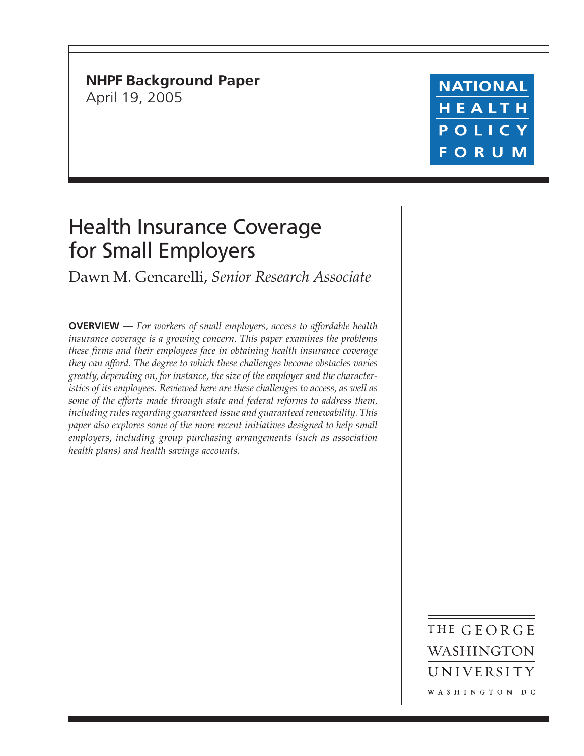**NHPF Background Paper**
April 19, 2005

NATIONAL HEALTH POLICY FORUM

# Health Insurance Coverage for Small Employers

Dawn M. Gencarelli, *Senior Research Associate*

**OVERVIEW** — *For workers of small employers, access to affordable health insurance coverage is a growing concern. This paper examines the problems these firms and their employees face in obtaining health insurance coverage they can afford. The degree to which these challenges become obstacles varies greatly, depending on, for instance, the size of the employer and the characteristics of its employees. Reviewed here are these challenges to access, as well as some of the efforts made through state and federal reforms to address them, including rules regarding guaranteed issue and guaranteed renewability. This paper also explores some of the more recent initiatives designed to help small employers, including group purchasing arrangements (such as association health plans) and health savings accounts.*

THE GEORGE WASHINGTON UNIVERSITY
WASHINGTON DC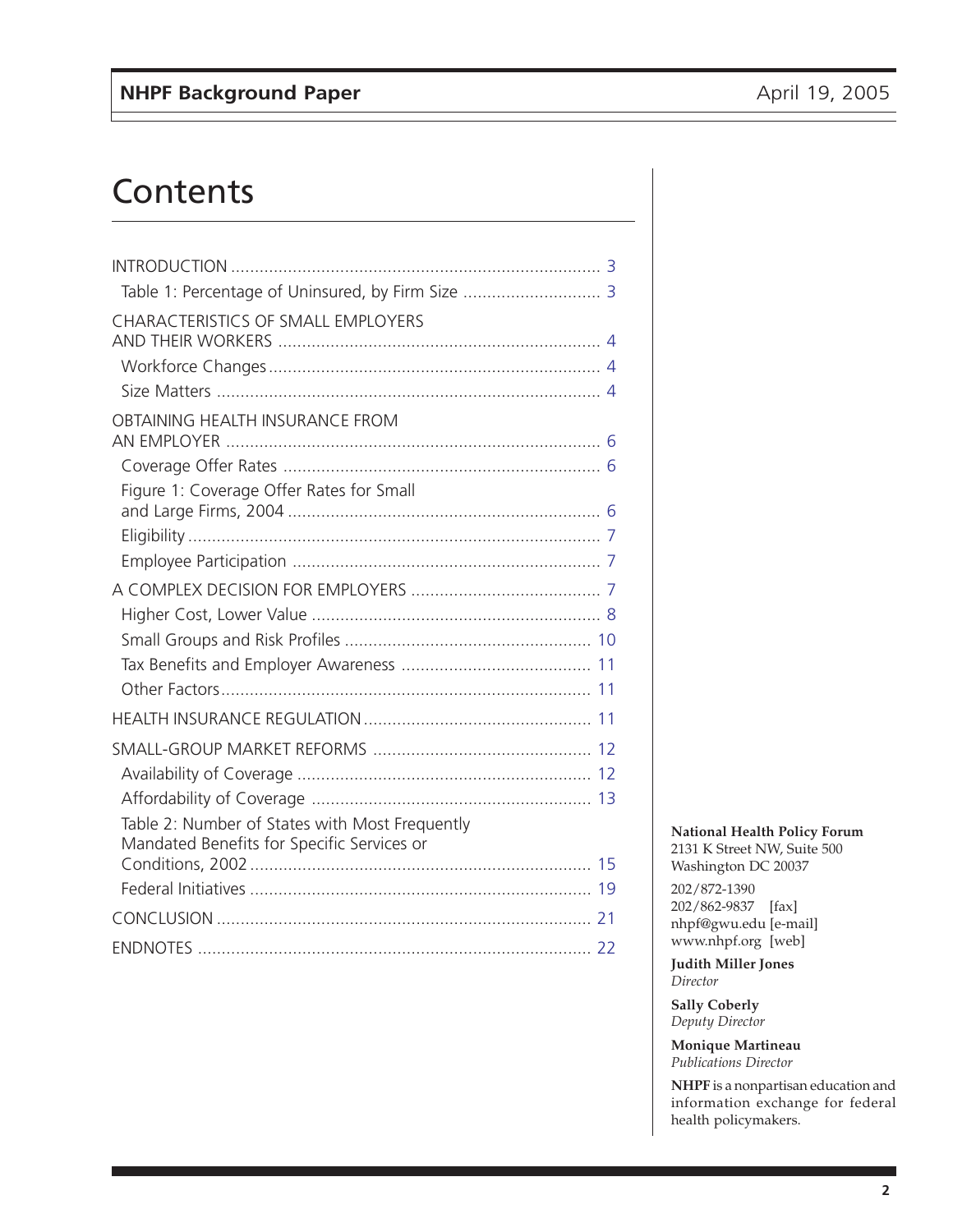# Contents

INTRODUCTION .................................................................... 3

- Table 1: Percentage of Uninsured, by Firm Size ............................ 3

CHARACTERISTICS OF SMALL EMPLOYERS AND THEIR WORKERS .................................................................... 4

- Workforce Changes .................................................................... 4
- Size Matters .................................................................... 4

OBTAINING HEALTH INSURANCE FROM AN EMPLOYER .................................................................... 6

- Coverage Offer Rates .................................................................... 6
- Figure 1: Coverage Offer Rates for Small and Large Firms, 2004 .................................................................... 6
- Eligibility .................................................................... 7
- Employee Participation .................................................................... 7

A COMPLEX DECISION FOR EMPLOYERS .................................................................... 7

- Higher Cost, Lower Value .................................................................... 8
- Small Groups and Risk Profiles .................................................................... 10
- Tax Benefits and Employer Awareness .................................................................... 11
- Other Factors .................................................................... 11

HEALTH INSURANCE REGULATION .................................................................... 11

SMALL-GROUP MARKET REFORMS .................................................................... 12

- Availability of Coverage .................................................................... 12
- Affordability of Coverage .................................................................... 13
- Table 2: Number of States with Most Frequently Mandated Benefits for Specific Services or Conditions, 2002 .................................................................... 15
- Federal Initiatives .................................................................... 19

CONCLUSION .................................................................... 21

ENDNOTES .................................................................... 22

**National Health Policy Forum**
2131 K Street NW, Suite 500
Washington DC 20037

202/872-1390
202/862-9837 [fax]
nhpf@gwu.edu [e-mail]
www.nhpf.org [web]

**Judith Miller Jones**
*Director*

**Sally Coberly**
*Deputy Director*

**Monique Martineau**
*Publications Director*

**NHPF** is a nonpartisan education and information exchange for federal health policymakers.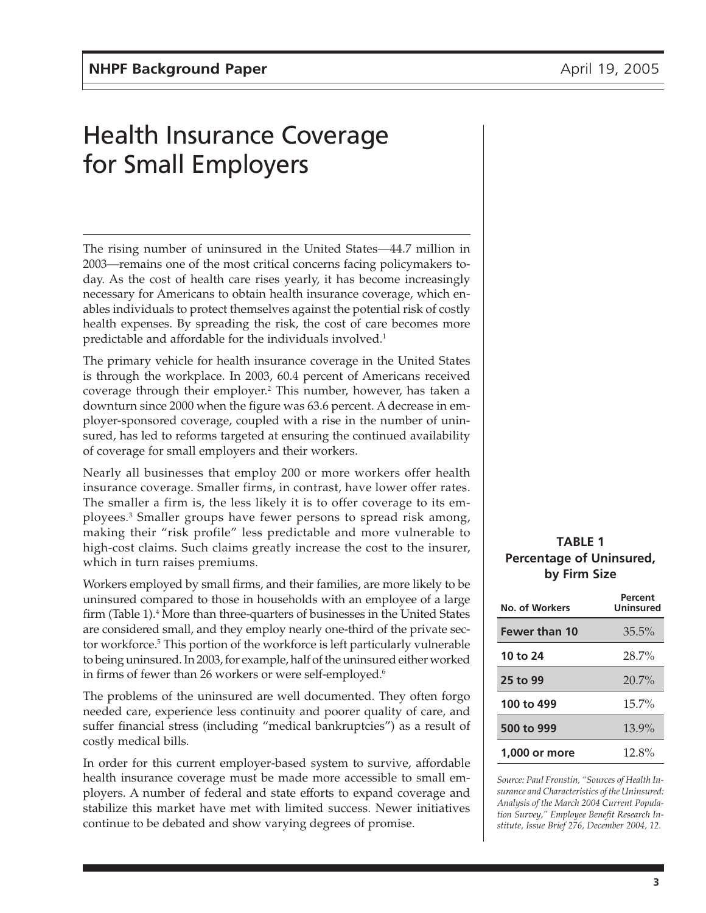# Health Insurance Coverage for Small Employers

The rising number of uninsured in the United States—44.7 million in 2003—remains one of the most critical concerns facing policymakers today. As the cost of health care rises yearly, it has become increasingly necessary for Americans to obtain health insurance coverage, which enables individuals to protect themselves against the potential risk of costly health expenses. By spreading the risk, the cost of care becomes more predictable and affordable for the individuals involved.[1]

The primary vehicle for health insurance coverage in the United States is through the workplace. In 2003, 60.4 percent of Americans received coverage through their employer.[2] This number, however, has taken a downturn since 2000 when the figure was 63.6 percent. A decrease in employer-sponsored coverage, coupled with a rise in the number of uninsured, has led to reforms targeted at ensuring the continued availability of coverage for small employers and their workers.

Nearly all businesses that employ 200 or more workers offer health insurance coverage. Smaller firms, in contrast, have lower offer rates. The smaller a firm is, the less likely it is to offer coverage to its employees.[3] Smaller groups have fewer persons to spread risk among, making their "risk profile" less predictable and more vulnerable to high-cost claims. Such claims greatly increase the cost to the insurer, which in turn raises premiums.

Workers employed by small firms, and their families, are more likely to be uninsured compared to those in households with an employee of a large firm (Table 1).[4] More than three-quarters of businesses in the United States are considered small, and they employ nearly one-third of the private sector workforce.[5] This portion of the workforce is left particularly vulnerable to being uninsured. In 2003, for example, half of the uninsured either worked in firms of fewer than 26 workers or were self-employed.[6]

The problems of the uninsured are well documented. They often forgo needed care, experience less continuity and poorer quality of care, and suffer financial stress (including "medical bankruptcies") as a result of costly medical bills.

In order for this current employer-based system to survive, affordable health insurance coverage must be made more accessible to small employers. A number of federal and state efforts to expand coverage and stabilize this market have met with limited success. Newer initiatives continue to be debated and show varying degrees of promise.

**TABLE 1**
**Percentage of Uninsured, by Firm Size**

| No. of Workers | Percent Uninsured |
|---|---|
| **Fewer than 10** | 35.5% |
| **10 to 24** | 28.7% |
| **25 to 99** | 20.7% |
| **100 to 499** | 15.7% |
| **500 to 999** | 13.9% |
| **1,000 or more** | 12.8% |

*Source: Paul Fronstin, "Sources of Health Insurance and Characteristics of the Uninsured: Analysis of the March 2004 Current Population Survey," Employee Benefit Research Institute, Issue Brief 276, December 2004, 12.*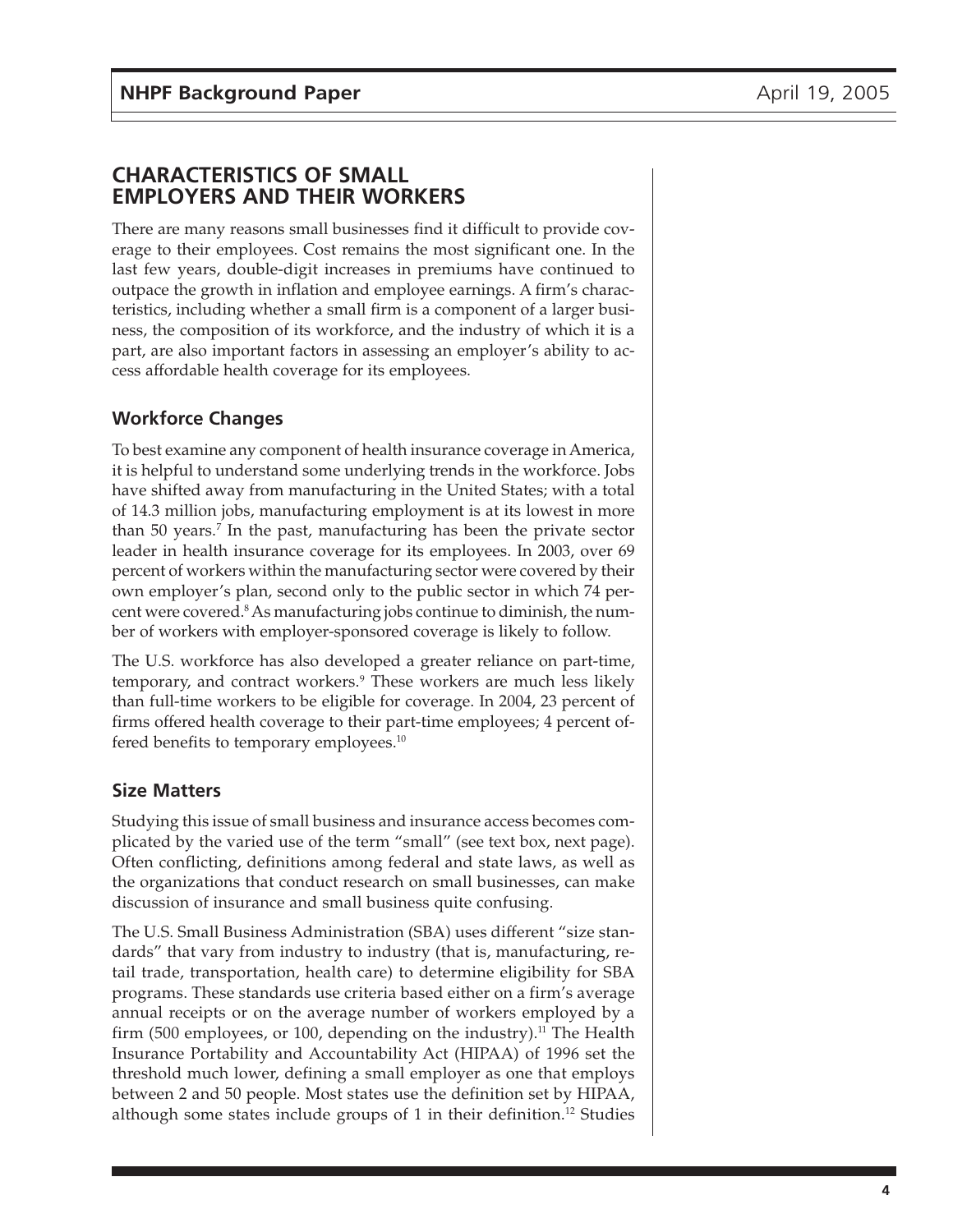## CHARACTERISTICS OF SMALL EMPLOYERS AND THEIR WORKERS

There are many reasons small businesses find it difficult to provide coverage to their employees. Cost remains the most significant one. In the last few years, double-digit increases in premiums have continued to outpace the growth in inflation and employee earnings. A firm's characteristics, including whether a small firm is a component of a larger business, the composition of its workforce, and the industry of which it is a part, are also important factors in assessing an employer's ability to access affordable health coverage for its employees.

### Workforce Changes

To best examine any component of health insurance coverage in America, it is helpful to understand some underlying trends in the workforce. Jobs have shifted away from manufacturing in the United States; with a total of 14.3 million jobs, manufacturing employment is at its lowest in more than 50 years.[7] In the past, manufacturing has been the private sector leader in health insurance coverage for its employees. In 2003, over 69 percent of workers within the manufacturing sector were covered by their own employer's plan, second only to the public sector in which 74 percent were covered.[8] As manufacturing jobs continue to diminish, the number of workers with employer-sponsored coverage is likely to follow.

The U.S. workforce has also developed a greater reliance on part-time, temporary, and contract workers.[9] These workers are much less likely than full-time workers to be eligible for coverage. In 2004, 23 percent of firms offered health coverage to their part-time employees; 4 percent offered benefits to temporary employees.[10]

### Size Matters

Studying this issue of small business and insurance access becomes complicated by the varied use of the term "small" (see text box, next page). Often conflicting, definitions among federal and state laws, as well as the organizations that conduct research on small businesses, can make discussion of insurance and small business quite confusing.

The U.S. Small Business Administration (SBA) uses different "size standards" that vary from industry to industry (that is, manufacturing, retail trade, transportation, health care) to determine eligibility for SBA programs. These standards use criteria based either on a firm's average annual receipts or on the average number of workers employed by a firm (500 employees, or 100, depending on the industry).[11] The Health Insurance Portability and Accountability Act (HIPAA) of 1996 set the threshold much lower, defining a small employer as one that employs between 2 and 50 people. Most states use the definition set by HIPAA, although some states include groups of 1 in their definition.[12] Studies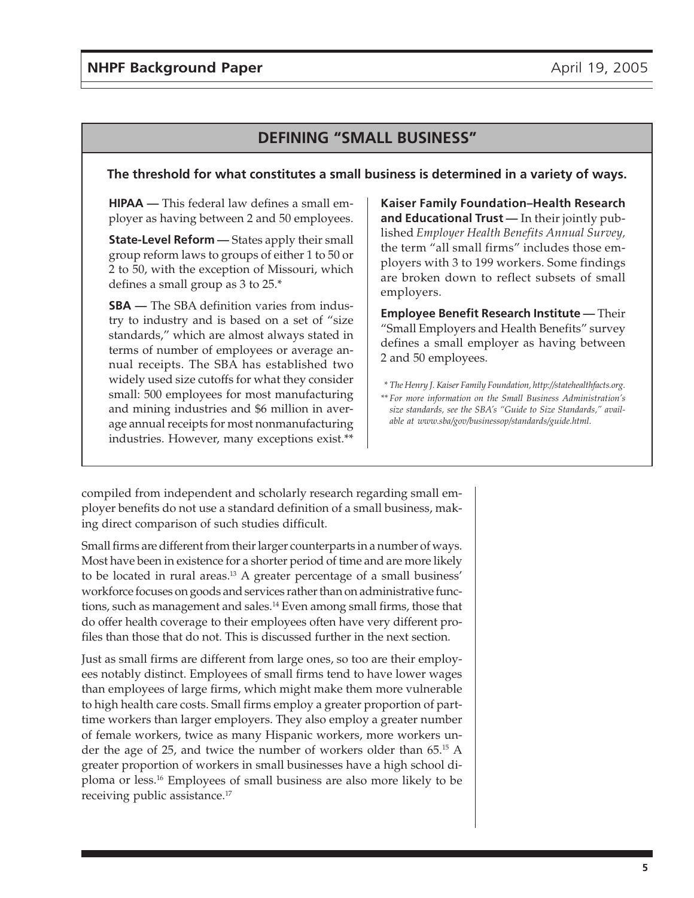## DEFINING "SMALL BUSINESS"

**The threshold for what constitutes a small business is determined in a variety of ways.**

**HIPAA —** This federal law defines a small employer as having between 2 and 50 employees.

**State-Level Reform —** States apply their small group reform laws to groups of either 1 to 50 or 2 to 50, with the exception of Missouri, which defines a small group as 3 to 25.*

**SBA —** The SBA definition varies from industry to industry and is based on a set of "size standards," which are almost always stated in terms of number of employees or average annual receipts. The SBA has established two widely used size cutoffs for what they consider small: 500 employees for most manufacturing and mining industries and $6 million in average annual receipts for most nonmanufacturing industries. However, many exceptions exist.**

**Kaiser Family Foundation–Health Research and Educational Trust —** In their jointly published *Employer Health Benefits Annual Survey,* the term "all small firms" includes those employers with 3 to 199 workers. Some findings are broken down to reflect subsets of small employers.

**Employee Benefit Research Institute —** Their "Small Employers and Health Benefits" survey defines a small employer as having between 2 and 50 employees.

*\* The Henry J. Kaiser Family Foundation, http://statehealthfacts.org.*

*\*\* For more information on the Small Business Administration's size standards, see the SBA's "Guide to Size Standards," available at www.sba/gov/businessop/standards/guide.html.*

compiled from independent and scholarly research regarding small employer benefits do not use a standard definition of a small business, making direct comparison of such studies difficult.

Small firms are different from their larger counterparts in a number of ways. Most have been in existence for a shorter period of time and are more likely to be located in rural areas.[13] A greater percentage of a small business' workforce focuses on goods and services rather than on administrative functions, such as management and sales.[14] Even among small firms, those that do offer health coverage to their employees often have very different profiles than those that do not. This is discussed further in the next section.

Just as small firms are different from large ones, so too are their employees notably distinct. Employees of small firms tend to have lower wages than employees of large firms, which might make them more vulnerable to high health care costs. Small firms employ a greater proportion of part-time workers than larger employers. They also employ a greater number of female workers, twice as many Hispanic workers, more workers under the age of 25, and twice the number of workers older than 65.[15] A greater proportion of workers in small businesses have a high school diploma or less.[16] Employees of small business are also more likely to be receiving public assistance.[17]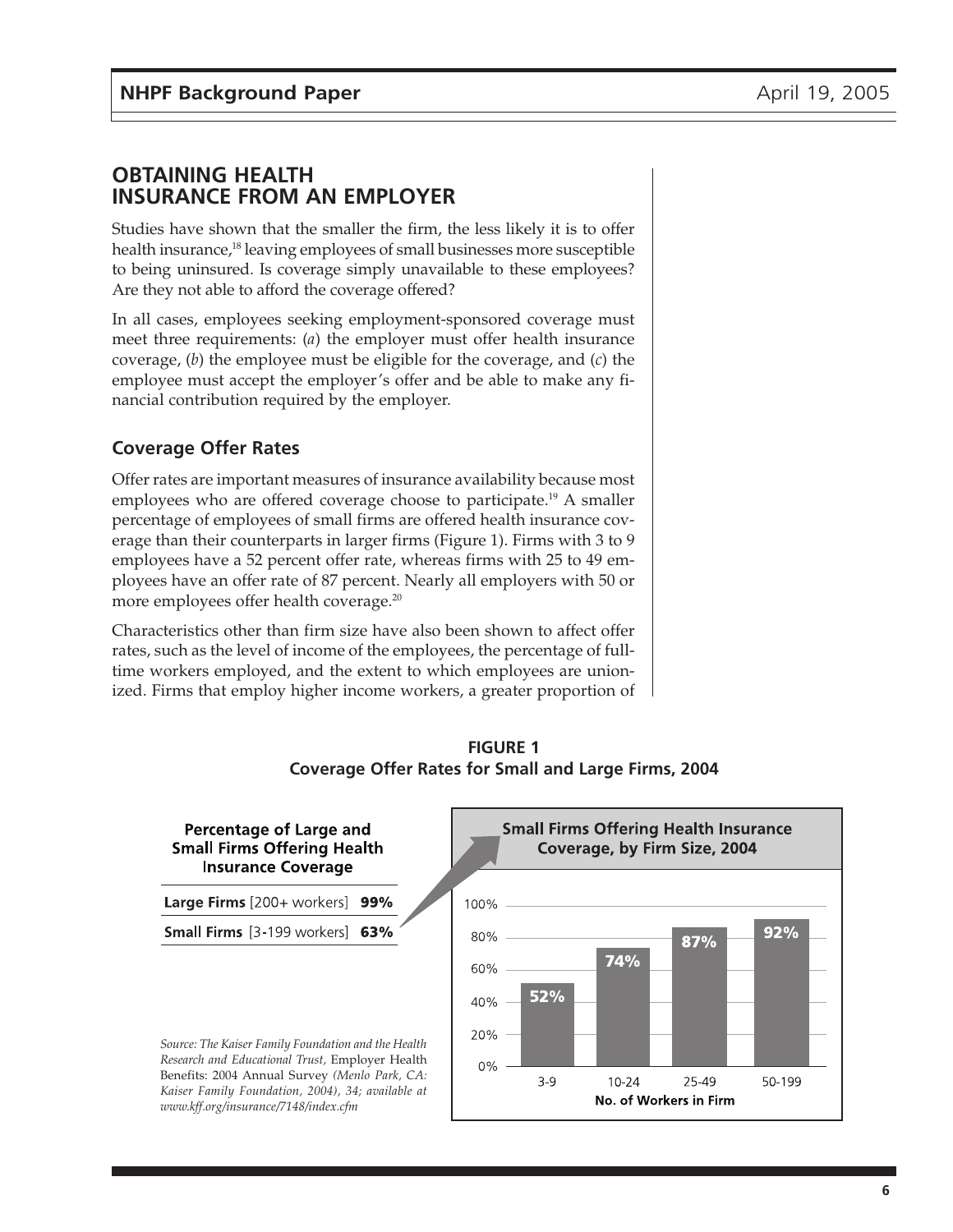## OBTAINING HEALTH INSURANCE FROM AN EMPLOYER

Studies have shown that the smaller the firm, the less likely it is to offer health insurance,[18] leaving employees of small businesses more susceptible to being uninsured. Is coverage simply unavailable to these employees? Are they not able to afford the coverage offered?

In all cases, employees seeking employment-sponsored coverage must meet three requirements: (*a*) the employer must offer health insurance coverage, (*b*) the employee must be eligible for the coverage, and (*c*) the employee must accept the employer's offer and be able to make any financial contribution required by the employer.

### Coverage Offer Rates

Offer rates are important measures of insurance availability because most employees who are offered coverage choose to participate.[19] A smaller percentage of employees of small firms are offered health insurance coverage than their counterparts in larger firms (Figure 1). Firms with 3 to 9 employees have a 52 percent offer rate, whereas firms with 25 to 49 employees have an offer rate of 87 percent. Nearly all employers with 50 or more employees offer health coverage.[20]

Characteristics other than firm size have also been shown to affect offer rates, such as the level of income of the employees, the percentage of full-time workers employed, and the extent to which employees are unionized. Firms that employ higher income workers, a greater proportion of

**FIGURE 1**
**Coverage Offer Rates for Small and Large Firms, 2004**

**Percentage of Large and Small Firms Offering Health Insurance Coverage**

| | |
|---|---|
| **Large Firms** [200+ workers] | **99%** |
| **Small Firms** [3-199 workers] | **63%** |

**Small Firms Offering Health Insurance Coverage, by Firm Size, 2004**

| No. of Workers in Firm | Percentage |
|---|---|
| 3-9 | 52% |
| 10-24 | 74% |
| 25-49 | 87% |
| 50-199 | 92% |

*Source: The Kaiser Family Foundation and the Health Research and Educational Trust,* Employer Health Benefits: 2004 Annual Survey *(Menlo Park, CA: Kaiser Family Foundation, 2004), 34; available at www.kff.org/insurance/7148/index.cfm*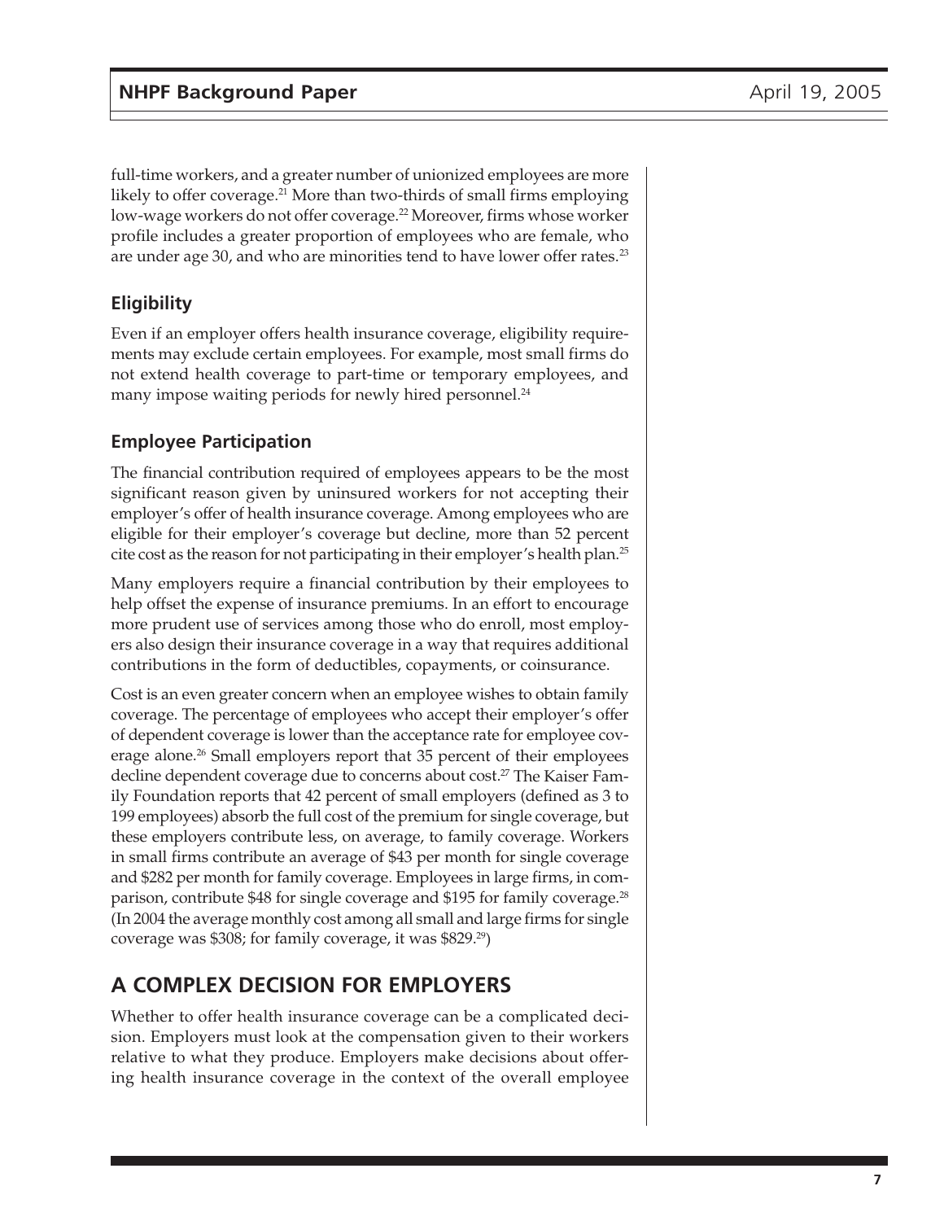full-time workers, and a greater number of unionized employees are more likely to offer coverage.[21] More than two-thirds of small firms employing low-wage workers do not offer coverage.[22] Moreover, firms whose worker profile includes a greater proportion of employees who are female, who are under age 30, and who are minorities tend to have lower offer rates.[23]

### Eligibility

Even if an employer offers health insurance coverage, eligibility requirements may exclude certain employees. For example, most small firms do not extend health coverage to part-time or temporary employees, and many impose waiting periods for newly hired personnel.[24]

### Employee Participation

The financial contribution required of employees appears to be the most significant reason given by uninsured workers for not accepting their employer's offer of health insurance coverage. Among employees who are eligible for their employer's coverage but decline, more than 52 percent cite cost as the reason for not participating in their employer's health plan.[25]

Many employers require a financial contribution by their employees to help offset the expense of insurance premiums. In an effort to encourage more prudent use of services among those who do enroll, most employers also design their insurance coverage in a way that requires additional contributions in the form of deductibles, copayments, or coinsurance.

Cost is an even greater concern when an employee wishes to obtain family coverage. The percentage of employees who accept their employer's offer of dependent coverage is lower than the acceptance rate for employee coverage alone.[26] Small employers report that 35 percent of their employees decline dependent coverage due to concerns about cost.[27] The Kaiser Family Foundation reports that 42 percent of small employers (defined as 3 to 199 employees) absorb the full cost of the premium for single coverage, but these employers contribute less, on average, to family coverage. Workers in small firms contribute an average of $43 per month for single coverage and $282 per month for family coverage. Employees in large firms, in comparison, contribute $48 for single coverage and $195 for family coverage.[28] (In 2004 the average monthly cost among all small and large firms for single coverage was $308; for family coverage, it was $829.[29])

## A COMPLEX DECISION FOR EMPLOYERS

Whether to offer health insurance coverage can be a complicated decision. Employers must look at the compensation given to their workers relative to what they produce. Employers make decisions about offering health insurance coverage in the context of the overall employee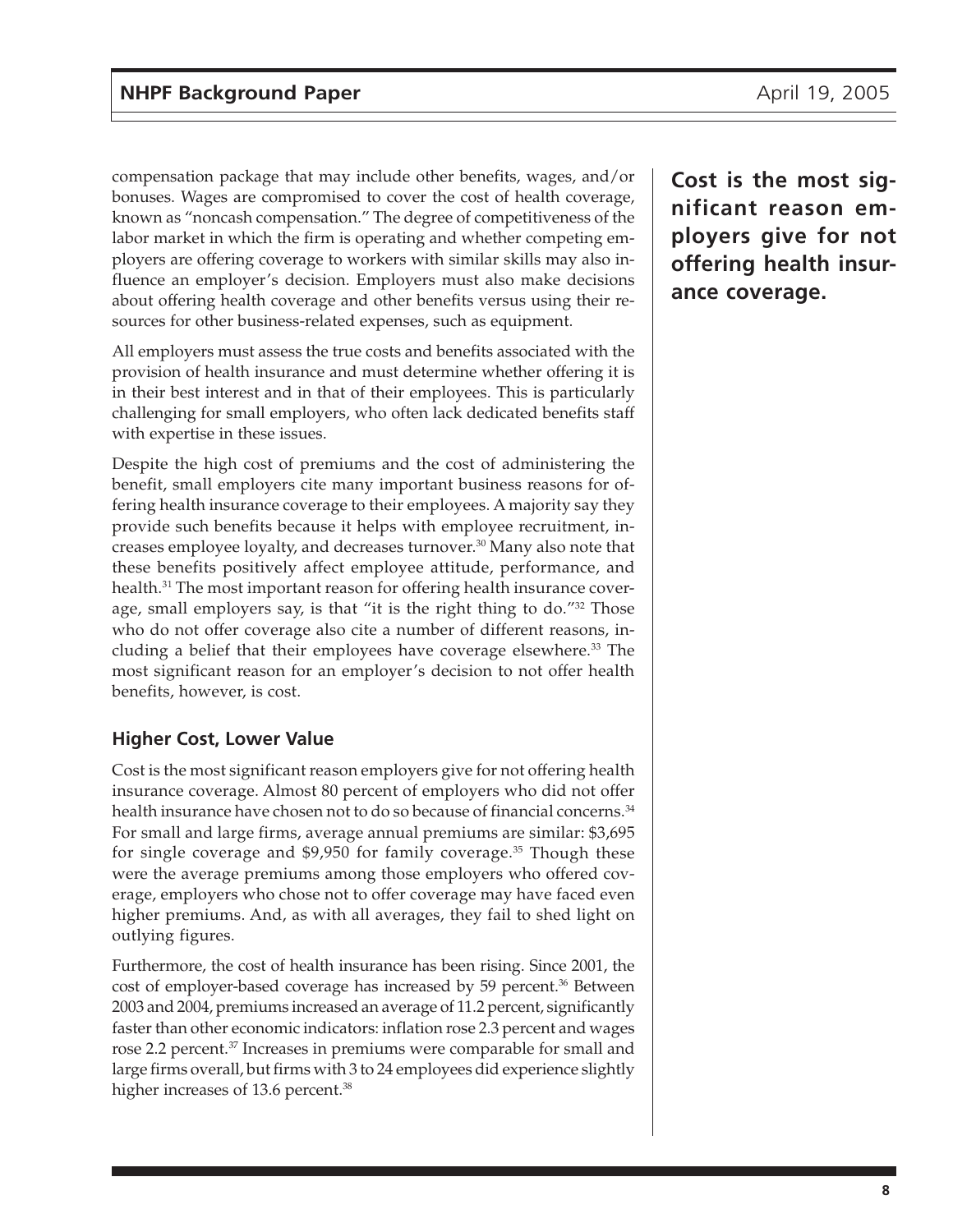compensation package that may include other benefits, wages, and/or bonuses. Wages are compromised to cover the cost of health coverage, known as "noncash compensation." The degree of competitiveness of the labor market in which the firm is operating and whether competing employers are offering coverage to workers with similar skills may also influence an employer's decision. Employers must also make decisions about offering health coverage and other benefits versus using their resources for other business-related expenses, such as equipment.

All employers must assess the true costs and benefits associated with the provision of health insurance and must determine whether offering it is in their best interest and in that of their employees. This is particularly challenging for small employers, who often lack dedicated benefits staff with expertise in these issues.

Despite the high cost of premiums and the cost of administering the benefit, small employers cite many important business reasons for offering health insurance coverage to their employees. A majority say they provide such benefits because it helps with employee recruitment, increases employee loyalty, and decreases turnover.[30] Many also note that these benefits positively affect employee attitude, performance, and health.[31] The most important reason for offering health insurance coverage, small employers say, is that "it is the right thing to do."[32] Those who do not offer coverage also cite a number of different reasons, including a belief that their employees have coverage elsewhere.[33] The most significant reason for an employer's decision to not offer health benefits, however, is cost.

**Cost is the most significant reason employers give for not offering health insurance coverage.**

### Higher Cost, Lower Value

Cost is the most significant reason employers give for not offering health insurance coverage. Almost 80 percent of employers who did not offer health insurance have chosen not to do so because of financial concerns.[34] For small and large firms, average annual premiums are similar: $3,695 for single coverage and $9,950 for family coverage.[35] Though these were the average premiums among those employers who offered coverage, employers who chose not to offer coverage may have faced even higher premiums. And, as with all averages, they fail to shed light on outlying figures.

Furthermore, the cost of health insurance has been rising. Since 2001, the cost of employer-based coverage has increased by 59 percent.[36] Between 2003 and 2004, premiums increased an average of 11.2 percent, significantly faster than other economic indicators: inflation rose 2.3 percent and wages rose 2.2 percent.[37] Increases in premiums were comparable for small and large firms overall, but firms with 3 to 24 employees did experience slightly higher increases of 13.6 percent.[38]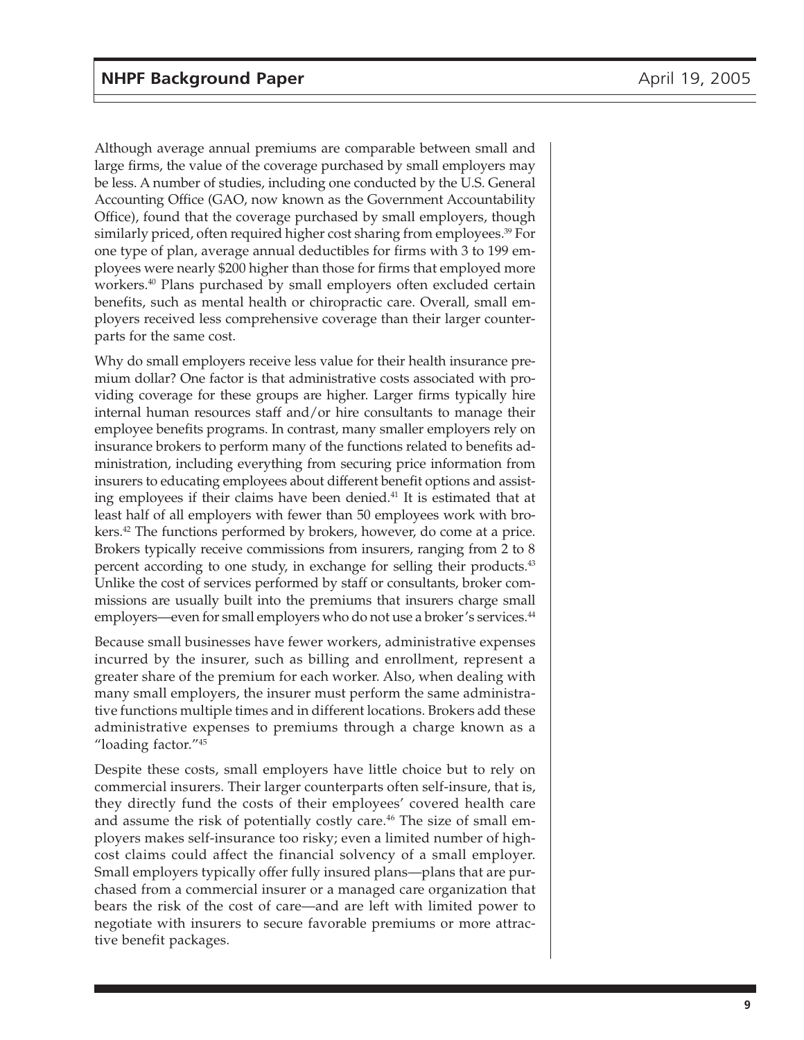Although average annual premiums are comparable between small and large firms, the value of the coverage purchased by small employers may be less. A number of studies, including one conducted by the U.S. General Accounting Office (GAO, now known as the Government Accountability Office), found that the coverage purchased by small employers, though similarly priced, often required higher cost sharing from employees.[39] For one type of plan, average annual deductibles for firms with 3 to 199 employees were nearly $200 higher than those for firms that employed more workers.[40] Plans purchased by small employers often excluded certain benefits, such as mental health or chiropractic care. Overall, small employers received less comprehensive coverage than their larger counterparts for the same cost.

Why do small employers receive less value for their health insurance premium dollar? One factor is that administrative costs associated with providing coverage for these groups are higher. Larger firms typically hire internal human resources staff and/or hire consultants to manage their employee benefits programs. In contrast, many smaller employers rely on insurance brokers to perform many of the functions related to benefits administration, including everything from securing price information from insurers to educating employees about different benefit options and assisting employees if their claims have been denied.[41] It is estimated that at least half of all employers with fewer than 50 employees work with brokers.[42] The functions performed by brokers, however, do come at a price. Brokers typically receive commissions from insurers, ranging from 2 to 8 percent according to one study, in exchange for selling their products.[43] Unlike the cost of services performed by staff or consultants, broker commissions are usually built into the premiums that insurers charge small employers—even for small employers who do not use a broker's services.[44]

Because small businesses have fewer workers, administrative expenses incurred by the insurer, such as billing and enrollment, represent a greater share of the premium for each worker. Also, when dealing with many small employers, the insurer must perform the same administrative functions multiple times and in different locations. Brokers add these administrative expenses to premiums through a charge known as a "loading factor."[45]

Despite these costs, small employers have little choice but to rely on commercial insurers. Their larger counterparts often self-insure, that is, they directly fund the costs of their employees' covered health care and assume the risk of potentially costly care.[46] The size of small employers makes self-insurance too risky; even a limited number of high-cost claims could affect the financial solvency of a small employer. Small employers typically offer fully insured plans—plans that are purchased from a commercial insurer or a managed care organization that bears the risk of the cost of care—and are left with limited power to negotiate with insurers to secure favorable premiums or more attractive benefit packages.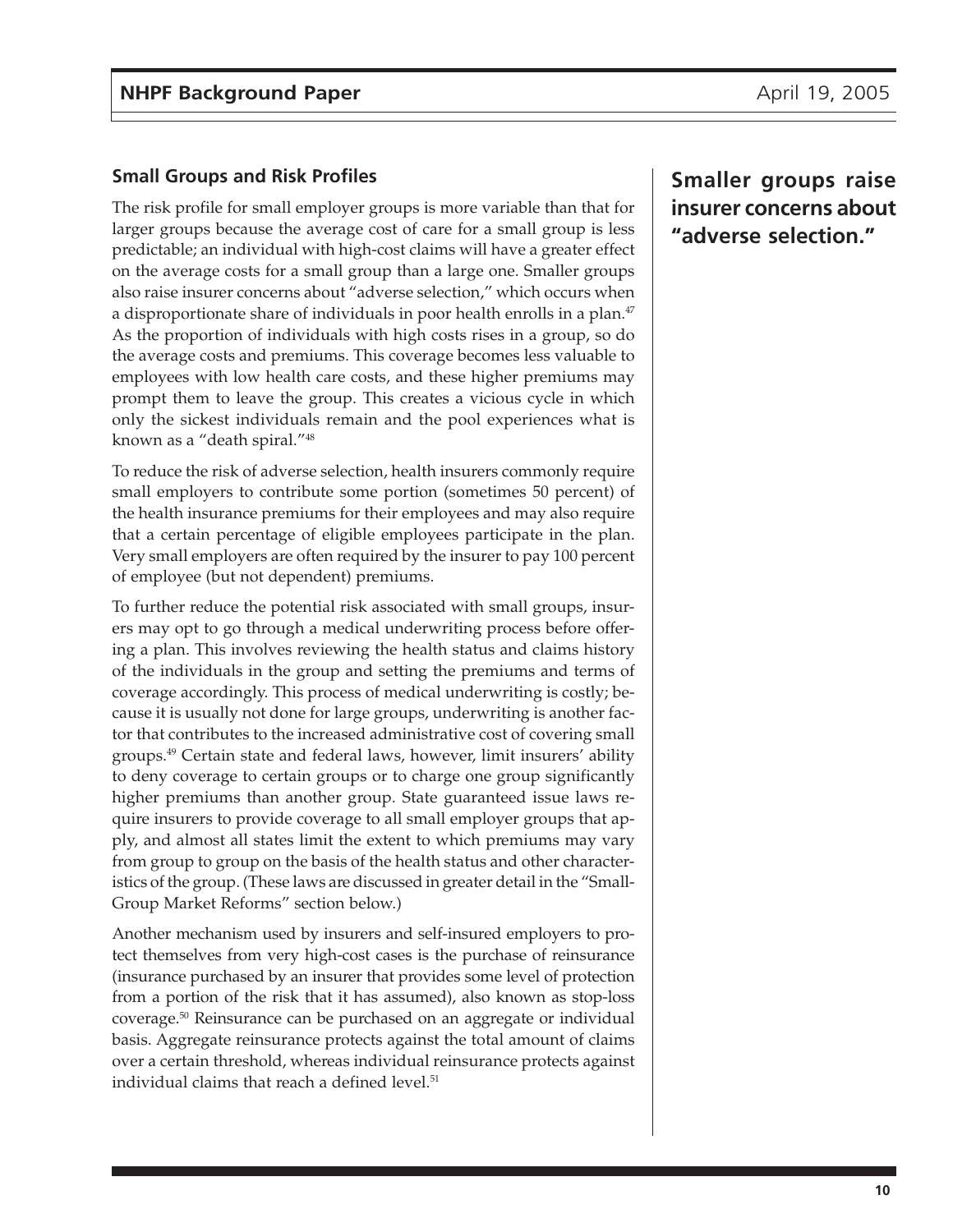### Small Groups and Risk Profiles

The risk profile for small employer groups is more variable than that for larger groups because the average cost of care for a small group is less predictable; an individual with high-cost claims will have a greater effect on the average costs for a small group than a large one. Smaller groups also raise insurer concerns about "adverse selection," which occurs when a disproportionate share of individuals in poor health enrolls in a plan.[47] As the proportion of individuals with high costs rises in a group, so do the average costs and premiums. This coverage becomes less valuable to employees with low health care costs, and these higher premiums may prompt them to leave the group. This creates a vicious cycle in which only the sickest individuals remain and the pool experiences what is known as a "death spiral."[48]

**Smaller groups raise insurer concerns about "adverse selection."**

To reduce the risk of adverse selection, health insurers commonly require small employers to contribute some portion (sometimes 50 percent) of the health insurance premiums for their employees and may also require that a certain percentage of eligible employees participate in the plan. Very small employers are often required by the insurer to pay 100 percent of employee (but not dependent) premiums.

To further reduce the potential risk associated with small groups, insurers may opt to go through a medical underwriting process before offering a plan. This involves reviewing the health status and claims history of the individuals in the group and setting the premiums and terms of coverage accordingly. This process of medical underwriting is costly; because it is usually not done for large groups, underwriting is another factor that contributes to the increased administrative cost of covering small groups.[49] Certain state and federal laws, however, limit insurers' ability to deny coverage to certain groups or to charge one group significantly higher premiums than another group. State guaranteed issue laws require insurers to provide coverage to all small employer groups that apply, and almost all states limit the extent to which premiums may vary from group to group on the basis of the health status and other characteristics of the group. (These laws are discussed in greater detail in the "Small-Group Market Reforms" section below.)

Another mechanism used by insurers and self-insured employers to protect themselves from very high-cost cases is the purchase of reinsurance (insurance purchased by an insurer that provides some level of protection from a portion of the risk that it has assumed), also known as stop-loss coverage.[50] Reinsurance can be purchased on an aggregate or individual basis. Aggregate reinsurance protects against the total amount of claims over a certain threshold, whereas individual reinsurance protects against individual claims that reach a defined level.[51]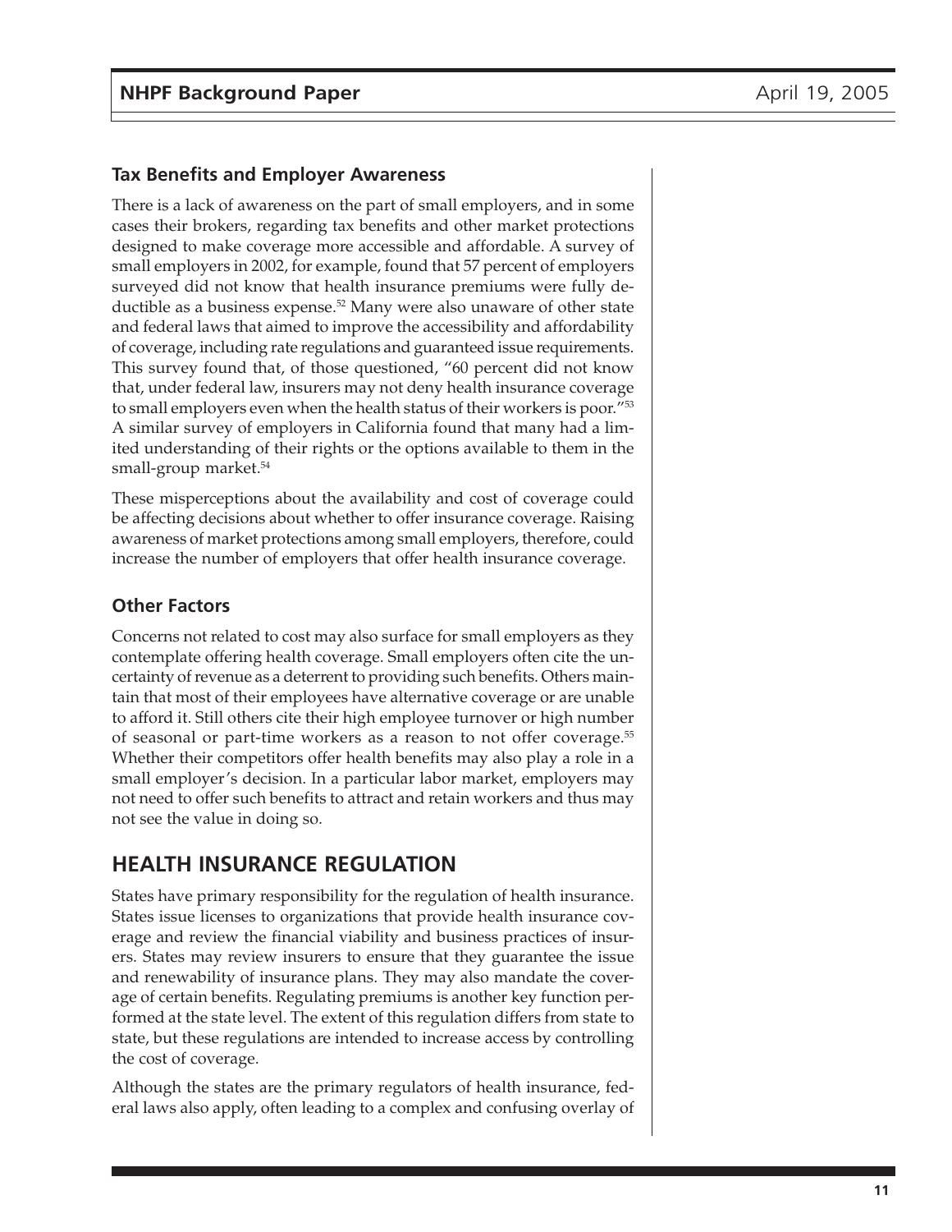### Tax Benefits and Employer Awareness

There is a lack of awareness on the part of small employers, and in some cases their brokers, regarding tax benefits and other market protections designed to make coverage more accessible and affordable. A survey of small employers in 2002, for example, found that 57 percent of employers surveyed did not know that health insurance premiums were fully deductible as a business expense.[52] Many were also unaware of other state and federal laws that aimed to improve the accessibility and affordability of coverage, including rate regulations and guaranteed issue requirements. This survey found that, of those questioned, "60 percent did not know that, under federal law, insurers may not deny health insurance coverage to small employers even when the health status of their workers is poor."[53] A similar survey of employers in California found that many had a limited understanding of their rights or the options available to them in the small-group market.[54]

These misperceptions about the availability and cost of coverage could be affecting decisions about whether to offer insurance coverage. Raising awareness of market protections among small employers, therefore, could increase the number of employers that offer health insurance coverage.

### Other Factors

Concerns not related to cost may also surface for small employers as they contemplate offering health coverage. Small employers often cite the uncertainty of revenue as a deterrent to providing such benefits. Others maintain that most of their employees have alternative coverage or are unable to afford it. Still others cite their high employee turnover or high number of seasonal or part-time workers as a reason to not offer coverage.[55] Whether their competitors offer health benefits may also play a role in a small employer's decision. In a particular labor market, employers may not need to offer such benefits to attract and retain workers and thus may not see the value in doing so.

## HEALTH INSURANCE REGULATION

States have primary responsibility for the regulation of health insurance. States issue licenses to organizations that provide health insurance coverage and review the financial viability and business practices of insurers. States may review insurers to ensure that they guarantee the issue and renewability of insurance plans. They may also mandate the coverage of certain benefits. Regulating premiums is another key function performed at the state level. The extent of this regulation differs from state to state, but these regulations are intended to increase access by controlling the cost of coverage.

Although the states are the primary regulators of health insurance, federal laws also apply, often leading to a complex and confusing overlay of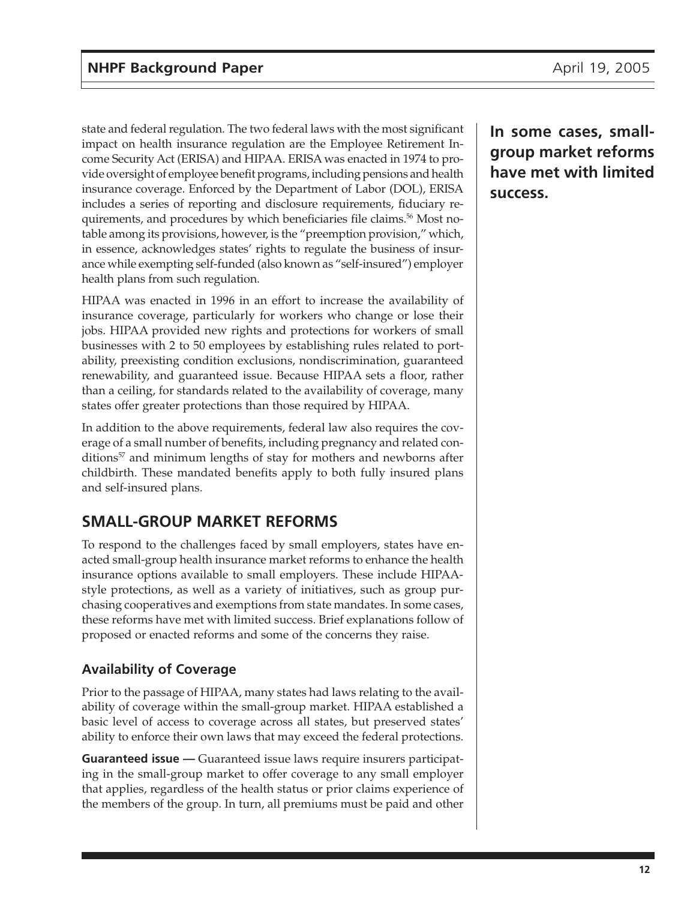state and federal regulation. The two federal laws with the most significant impact on health insurance regulation are the Employee Retirement Income Security Act (ERISA) and HIPAA. ERISA was enacted in 1974 to provide oversight of employee benefit programs, including pensions and health insurance coverage. Enforced by the Department of Labor (DOL), ERISA includes a series of reporting and disclosure requirements, fiduciary requirements, and procedures by which beneficiaries file claims.[56] Most notable among its provisions, however, is the "preemption provision," which, in essence, acknowledges states' rights to regulate the business of insurance while exempting self-funded (also known as "self-insured") employer health plans from such regulation.

HIPAA was enacted in 1996 in an effort to increase the availability of insurance coverage, particularly for workers who change or lose their jobs. HIPAA provided new rights and protections for workers of small businesses with 2 to 50 employees by establishing rules related to portability, preexisting condition exclusions, nondiscrimination, guaranteed renewability, and guaranteed issue. Because HIPAA sets a floor, rather than a ceiling, for standards related to the availability of coverage, many states offer greater protections than those required by HIPAA.

In addition to the above requirements, federal law also requires the coverage of a small number of benefits, including pregnancy and related conditions[57] and minimum lengths of stay for mothers and newborns after childbirth. These mandated benefits apply to both fully insured plans and self-insured plans.

## SMALL-GROUP MARKET REFORMS

To respond to the challenges faced by small employers, states have enacted small-group health insurance market reforms to enhance the health insurance options available to small employers. These include HIPAA-style protections, as well as a variety of initiatives, such as group purchasing cooperatives and exemptions from state mandates. In some cases, these reforms have met with limited success. Brief explanations follow of proposed or enacted reforms and some of the concerns they raise.

**In some cases, small-group market reforms have met with limited success.**

### Availability of Coverage

Prior to the passage of HIPAA, many states had laws relating to the availability of coverage within the small-group market. HIPAA established a basic level of access to coverage across all states, but preserved states' ability to enforce their own laws that may exceed the federal protections.

**Guaranteed issue —** Guaranteed issue laws require insurers participating in the small-group market to offer coverage to any small employer that applies, regardless of the health status or prior claims experience of the members of the group. In turn, all premiums must be paid and other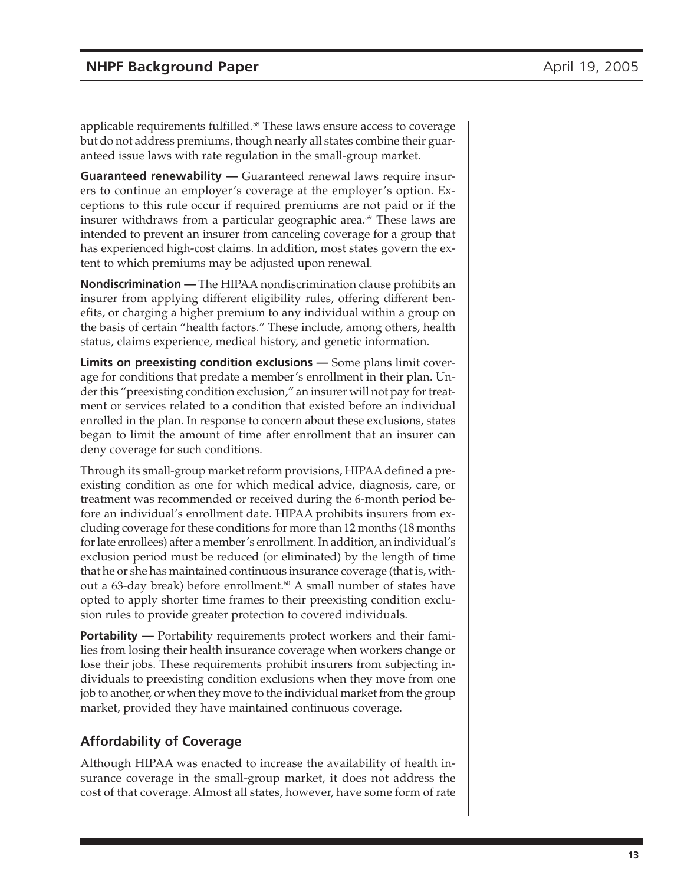applicable requirements fulfilled.[58] These laws ensure access to coverage but do not address premiums, though nearly all states combine their guaranteed issue laws with rate regulation in the small-group market.

**Guaranteed renewability —** Guaranteed renewal laws require insurers to continue an employer's coverage at the employer's option. Exceptions to this rule occur if required premiums are not paid or if the insurer withdraws from a particular geographic area.[59] These laws are intended to prevent an insurer from canceling coverage for a group that has experienced high-cost claims. In addition, most states govern the extent to which premiums may be adjusted upon renewal.

**Nondiscrimination —** The HIPAA nondiscrimination clause prohibits an insurer from applying different eligibility rules, offering different benefits, or charging a higher premium to any individual within a group on the basis of certain "health factors." These include, among others, health status, claims experience, medical history, and genetic information.

**Limits on preexisting condition exclusions —** Some plans limit coverage for conditions that predate a member's enrollment in their plan. Under this "preexisting condition exclusion," an insurer will not pay for treatment or services related to a condition that existed before an individual enrolled in the plan. In response to concern about these exclusions, states began to limit the amount of time after enrollment that an insurer can deny coverage for such conditions.

Through its small-group market reform provisions, HIPAA defined a preexisting condition as one for which medical advice, diagnosis, care, or treatment was recommended or received during the 6-month period before an individual's enrollment date. HIPAA prohibits insurers from excluding coverage for these conditions for more than 12 months (18 months for late enrollees) after a member's enrollment. In addition, an individual's exclusion period must be reduced (or eliminated) by the length of time that he or she has maintained continuous insurance coverage (that is, without a 63-day break) before enrollment.[60] A small number of states have opted to apply shorter time frames to their preexisting condition exclusion rules to provide greater protection to covered individuals.

**Portability —** Portability requirements protect workers and their families from losing their health insurance coverage when workers change or lose their jobs. These requirements prohibit insurers from subjecting individuals to preexisting condition exclusions when they move from one job to another, or when they move to the individual market from the group market, provided they have maintained continuous coverage.

## Affordability of Coverage

Although HIPAA was enacted to increase the availability of health insurance coverage in the small-group market, it does not address the cost of that coverage. Almost all states, however, have some form of rate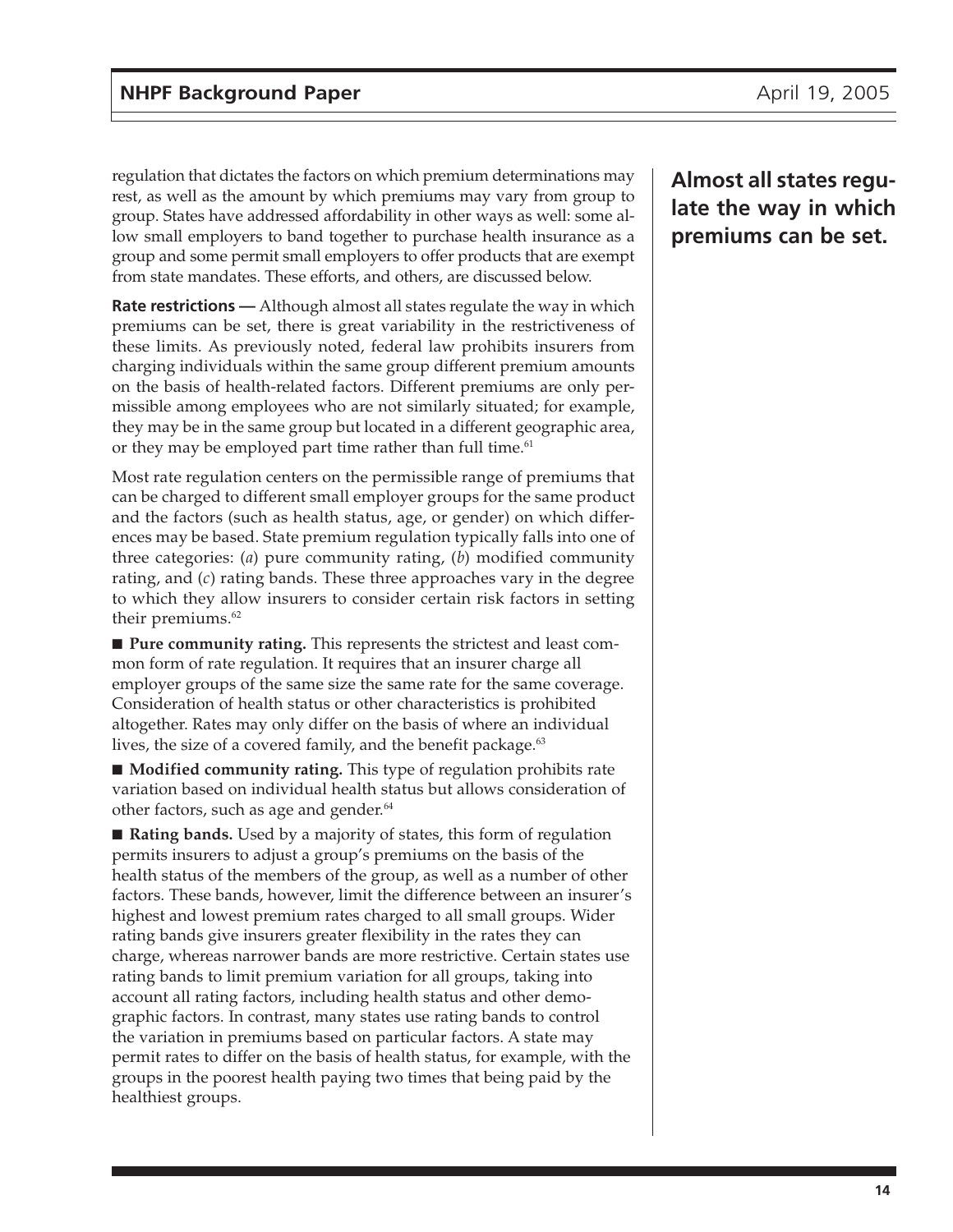regulation that dictates the factors on which premium determinations may rest, as well as the amount by which premiums may vary from group to group. States have addressed affordability in other ways as well: some allow small employers to band together to purchase health insurance as a group and some permit small employers to offer products that are exempt from state mandates. These efforts, and others, are discussed below.

**Almost all states regulate the way in which premiums can be set.**

**Rate restrictions —** Although almost all states regulate the way in which premiums can be set, there is great variability in the restrictiveness of these limits. As previously noted, federal law prohibits insurers from charging individuals within the same group different premium amounts on the basis of health-related factors. Different premiums are only permissible among employees who are not similarly situated; for example, they may be in the same group but located in a different geographic area, or they may be employed part time rather than full time.[61]

Most rate regulation centers on the permissible range of premiums that can be charged to different small employer groups for the same product and the factors (such as health status, age, or gender) on which differences may be based. State premium regulation typically falls into one of three categories: (*a*) pure community rating, (*b*) modified community rating, and (*c*) rating bands. These three approaches vary in the degree to which they allow insurers to consider certain risk factors in setting their premiums.[62]

- **Pure community rating.** This represents the strictest and least common form of rate regulation. It requires that an insurer charge all employer groups of the same size the same rate for the same coverage. Consideration of health status or other characteristics is prohibited altogether. Rates may only differ on the basis of where an individual lives, the size of a covered family, and the benefit package.[63]

- **Modified community rating.** This type of regulation prohibits rate variation based on individual health status but allows consideration of other factors, such as age and gender.[64]

- **Rating bands.** Used by a majority of states, this form of regulation permits insurers to adjust a group's premiums on the basis of the health status of the members of the group, as well as a number of other factors. These bands, however, limit the difference between an insurer's highest and lowest premium rates charged to all small groups. Wider rating bands give insurers greater flexibility in the rates they can charge, whereas narrower bands are more restrictive. Certain states use rating bands to limit premium variation for all groups, taking into account all rating factors, including health status and other demographic factors. In contrast, many states use rating bands to control the variation in premiums based on particular factors. A state may permit rates to differ on the basis of health status, for example, with the groups in the poorest health paying two times that being paid by the healthiest groups.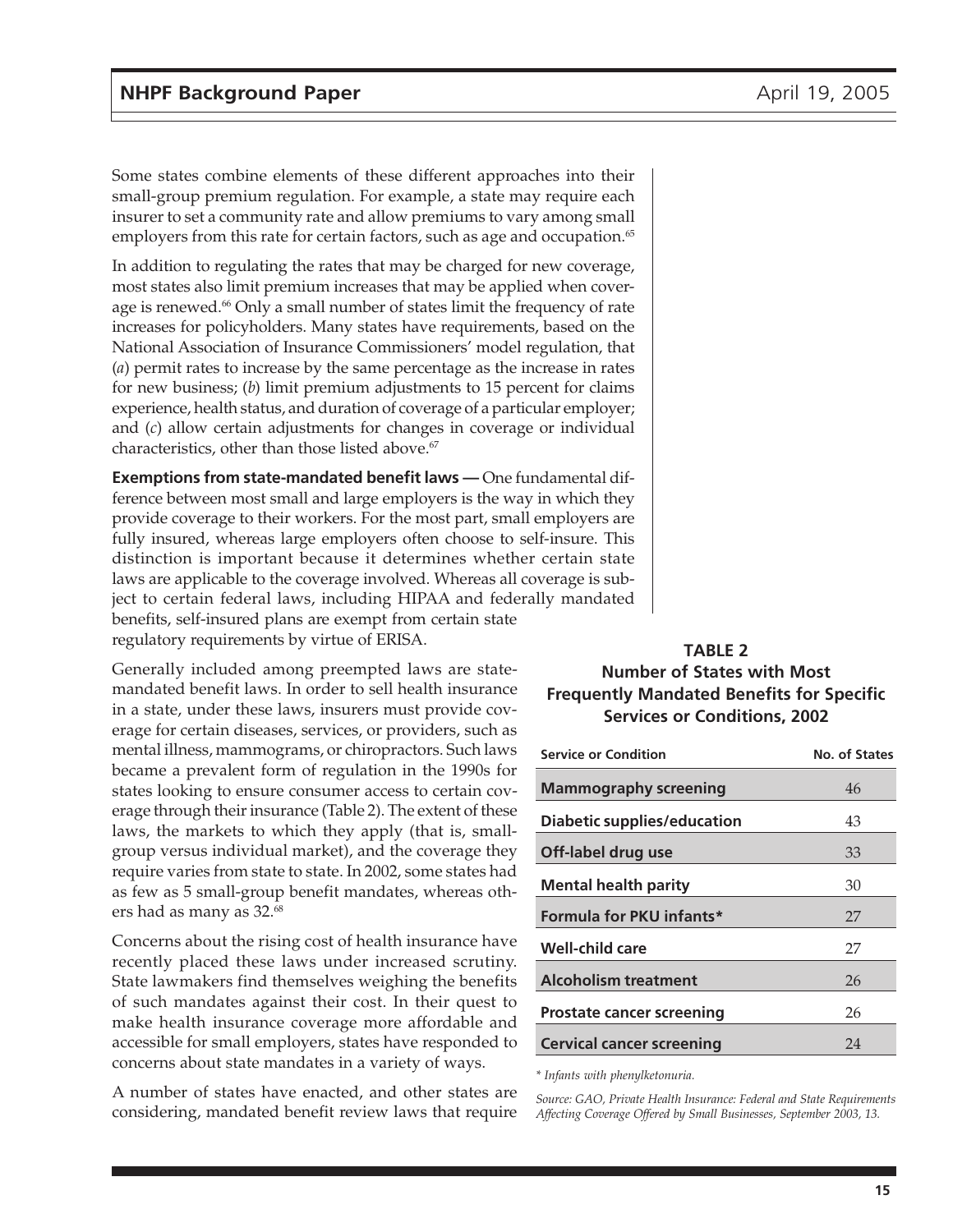Some states combine elements of these different approaches into their small-group premium regulation. For example, a state may require each insurer to set a community rate and allow premiums to vary among small employers from this rate for certain factors, such as age and occupation.[65]

In addition to regulating the rates that may be charged for new coverage, most states also limit premium increases that may be applied when coverage is renewed.[66] Only a small number of states limit the frequency of rate increases for policyholders. Many states have requirements, based on the National Association of Insurance Commissioners' model regulation, that (*a*) permit rates to increase by the same percentage as the increase in rates for new business; (*b*) limit premium adjustments to 15 percent for claims experience, health status, and duration of coverage of a particular employer; and (*c*) allow certain adjustments for changes in coverage or individual characteristics, other than those listed above.[67]

**Exemptions from state-mandated benefit laws —** One fundamental difference between most small and large employers is the way in which they provide coverage to their workers. For the most part, small employers are fully insured, whereas large employers often choose to self-insure. This distinction is important because it determines whether certain state laws are applicable to the coverage involved. Whereas all coverage is subject to certain federal laws, including HIPAA and federally mandated benefits, self-insured plans are exempt from certain state regulatory requirements by virtue of ERISA.

Generally included among preempted laws are state-mandated benefit laws. In order to sell health insurance in a state, under these laws, insurers must provide coverage for certain diseases, services, or providers, such as mental illness, mammograms, or chiropractors. Such laws became a prevalent form of regulation in the 1990s for states looking to ensure consumer access to certain coverage through their insurance (Table 2). The extent of these laws, the markets to which they apply (that is, small-group versus individual market), and the coverage they require varies from state to state. In 2002, some states had as few as 5 small-group benefit mandates, whereas others had as many as 32.[68]

Concerns about the rising cost of health insurance have recently placed these laws under increased scrutiny. State lawmakers find themselves weighing the benefits of such mandates against their cost. In their quest to make health insurance coverage more affordable and accessible for small employers, states have responded to concerns about state mandates in a variety of ways.

A number of states have enacted, and other states are considering, mandated benefit review laws that require

**TABLE 2**
**Number of States with Most Frequently Mandated Benefits for Specific Services or Conditions, 2002**

| Service or Condition | No. of States |
|---|---|
| **Mammography screening** | 46 |
| **Diabetic supplies/education** | 43 |
| **Off-label drug use** | 33 |
| **Mental health parity** | 30 |
| **Formula for PKU infants*** | 27 |
| **Well-child care** | 27 |
| **Alcoholism treatment** | 26 |
| **Prostate cancer screening** | 26 |
| **Cervical cancer screening** | 24 |

*\* Infants with phenylketonuria.*

*Source: GAO, Private Health Insurance: Federal and State Requirements Affecting Coverage Offered by Small Businesses, September 2003, 13.*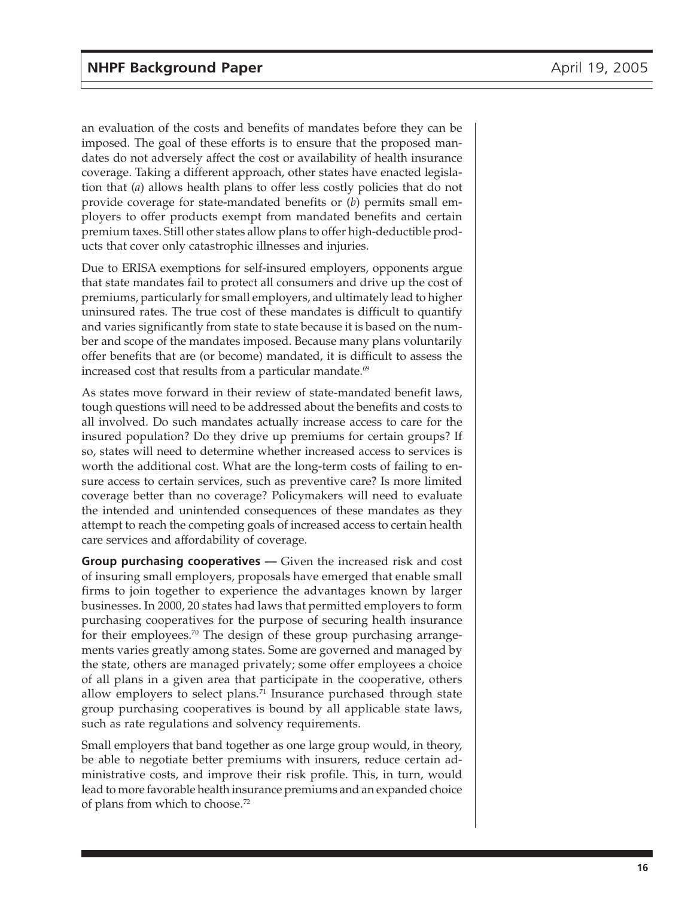an evaluation of the costs and benefits of mandates before they can be imposed. The goal of these efforts is to ensure that the proposed mandates do not adversely affect the cost or availability of health insurance coverage. Taking a different approach, other states have enacted legislation that (*a*) allows health plans to offer less costly policies that do not provide coverage for state-mandated benefits or (*b*) permits small employers to offer products exempt from mandated benefits and certain premium taxes. Still other states allow plans to offer high-deductible products that cover only catastrophic illnesses and injuries.

Due to ERISA exemptions for self-insured employers, opponents argue that state mandates fail to protect all consumers and drive up the cost of premiums, particularly for small employers, and ultimately lead to higher uninsured rates. The true cost of these mandates is difficult to quantify and varies significantly from state to state because it is based on the number and scope of the mandates imposed. Because many plans voluntarily offer benefits that are (or become) mandated, it is difficult to assess the increased cost that results from a particular mandate.[69]

As states move forward in their review of state-mandated benefit laws, tough questions will need to be addressed about the benefits and costs to all involved. Do such mandates actually increase access to care for the insured population? Do they drive up premiums for certain groups? If so, states will need to determine whether increased access to services is worth the additional cost. What are the long-term costs of failing to ensure access to certain services, such as preventive care? Is more limited coverage better than no coverage? Policymakers will need to evaluate the intended and unintended consequences of these mandates as they attempt to reach the competing goals of increased access to certain health care services and affordability of coverage.

**Group purchasing cooperatives —** Given the increased risk and cost of insuring small employers, proposals have emerged that enable small firms to join together to experience the advantages known by larger businesses. In 2000, 20 states had laws that permitted employers to form purchasing cooperatives for the purpose of securing health insurance for their employees.[70] The design of these group purchasing arrangements varies greatly among states. Some are governed and managed by the state, others are managed privately; some offer employees a choice of all plans in a given area that participate in the cooperative, others allow employers to select plans.[71] Insurance purchased through state group purchasing cooperatives is bound by all applicable state laws, such as rate regulations and solvency requirements.

Small employers that band together as one large group would, in theory, be able to negotiate better premiums with insurers, reduce certain administrative costs, and improve their risk profile. This, in turn, would lead to more favorable health insurance premiums and an expanded choice of plans from which to choose.[72]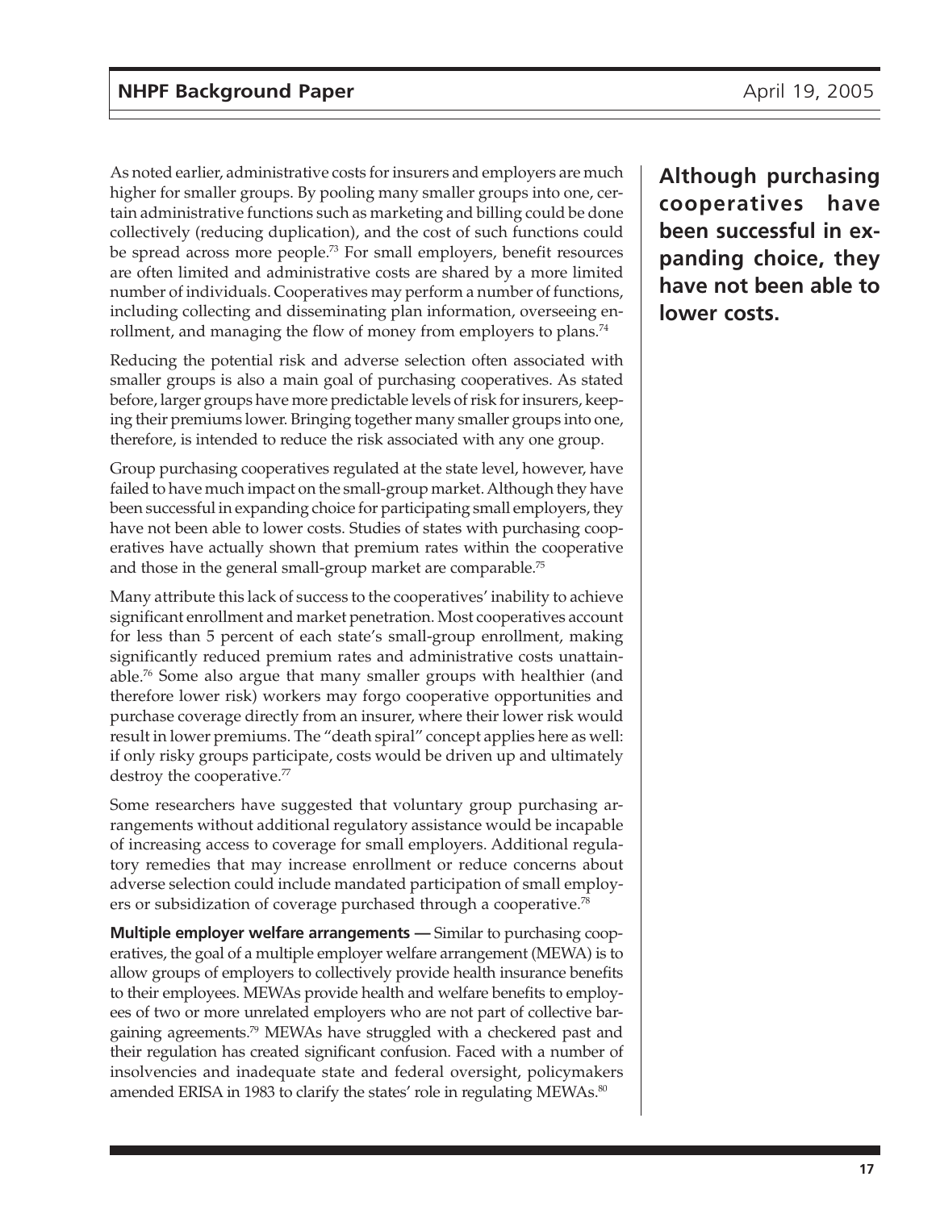As noted earlier, administrative costs for insurers and employers are much higher for smaller groups. By pooling many smaller groups into one, certain administrative functions such as marketing and billing could be done collectively (reducing duplication), and the cost of such functions could be spread across more people.[73] For small employers, benefit resources are often limited and administrative costs are shared by a more limited number of individuals. Cooperatives may perform a number of functions, including collecting and disseminating plan information, overseeing enrollment, and managing the flow of money from employers to plans.[74]

**Although purchasing cooperatives have been successful in expanding choice, they have not been able to lower costs.**

Reducing the potential risk and adverse selection often associated with smaller groups is also a main goal of purchasing cooperatives. As stated before, larger groups have more predictable levels of risk for insurers, keeping their premiums lower. Bringing together many smaller groups into one, therefore, is intended to reduce the risk associated with any one group.

Group purchasing cooperatives regulated at the state level, however, have failed to have much impact on the small-group market. Although they have been successful in expanding choice for participating small employers, they have not been able to lower costs. Studies of states with purchasing cooperatives have actually shown that premium rates within the cooperative and those in the general small-group market are comparable.[75]

Many attribute this lack of success to the cooperatives' inability to achieve significant enrollment and market penetration. Most cooperatives account for less than 5 percent of each state's small-group enrollment, making significantly reduced premium rates and administrative costs unattainable.[76] Some also argue that many smaller groups with healthier (and therefore lower risk) workers may forgo cooperative opportunities and purchase coverage directly from an insurer, where their lower risk would result in lower premiums. The "death spiral" concept applies here as well: if only risky groups participate, costs would be driven up and ultimately destroy the cooperative.[77]

Some researchers have suggested that voluntary group purchasing arrangements without additional regulatory assistance would be incapable of increasing access to coverage for small employers. Additional regulatory remedies that may increase enrollment or reduce concerns about adverse selection could include mandated participation of small employers or subsidization of coverage purchased through a cooperative.[78]

**Multiple employer welfare arrangements —** Similar to purchasing cooperatives, the goal of a multiple employer welfare arrangement (MEWA) is to allow groups of employers to collectively provide health insurance benefits to their employees. MEWAs provide health and welfare benefits to employees of two or more unrelated employers who are not part of collective bargaining agreements.[79] MEWAs have struggled with a checkered past and their regulation has created significant confusion. Faced with a number of insolvencies and inadequate state and federal oversight, policymakers amended ERISA in 1983 to clarify the states' role in regulating MEWAs.[80]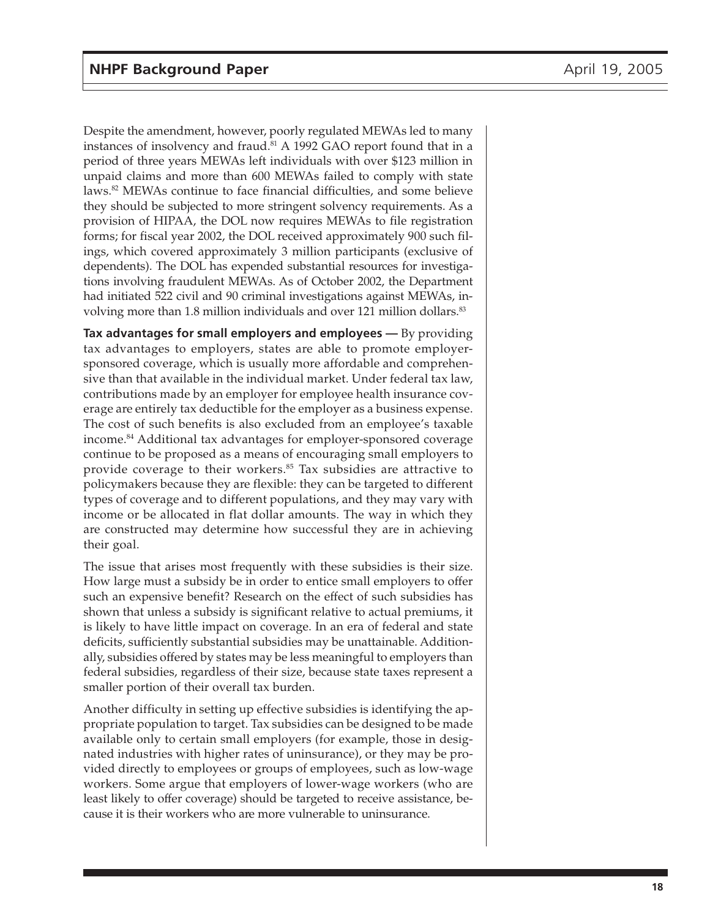Despite the amendment, however, poorly regulated MEWAs led to many instances of insolvency and fraud.[81] A 1992 GAO report found that in a period of three years MEWAs left individuals with over $123 million in unpaid claims and more than 600 MEWAs failed to comply with state laws.[82] MEWAs continue to face financial difficulties, and some believe they should be subjected to more stringent solvency requirements. As a provision of HIPAA, the DOL now requires MEWAs to file registration forms; for fiscal year 2002, the DOL received approximately 900 such filings, which covered approximately 3 million participants (exclusive of dependents). The DOL has expended substantial resources for investigations involving fraudulent MEWAs. As of October 2002, the Department had initiated 522 civil and 90 criminal investigations against MEWAs, involving more than 1.8 million individuals and over 121 million dollars.[83]

**Tax advantages for small employers and employees —** By providing tax advantages to employers, states are able to promote employer-sponsored coverage, which is usually more affordable and comprehensive than that available in the individual market. Under federal tax law, contributions made by an employer for employee health insurance coverage are entirely tax deductible for the employer as a business expense. The cost of such benefits is also excluded from an employee's taxable income.[84] Additional tax advantages for employer-sponsored coverage continue to be proposed as a means of encouraging small employers to provide coverage to their workers.[85] Tax subsidies are attractive to policymakers because they are flexible: they can be targeted to different types of coverage and to different populations, and they may vary with income or be allocated in flat dollar amounts. The way in which they are constructed may determine how successful they are in achieving their goal.

The issue that arises most frequently with these subsidies is their size. How large must a subsidy be in order to entice small employers to offer such an expensive benefit? Research on the effect of such subsidies has shown that unless a subsidy is significant relative to actual premiums, it is likely to have little impact on coverage. In an era of federal and state deficits, sufficiently substantial subsidies may be unattainable. Additionally, subsidies offered by states may be less meaningful to employers than federal subsidies, regardless of their size, because state taxes represent a smaller portion of their overall tax burden.

Another difficulty in setting up effective subsidies is identifying the appropriate population to target. Tax subsidies can be designed to be made available only to certain small employers (for example, those in designated industries with higher rates of uninsurance), or they may be provided directly to employees or groups of employees, such as low-wage workers. Some argue that employers of lower-wage workers (who are least likely to offer coverage) should be targeted to receive assistance, because it is their workers who are more vulnerable to uninsurance.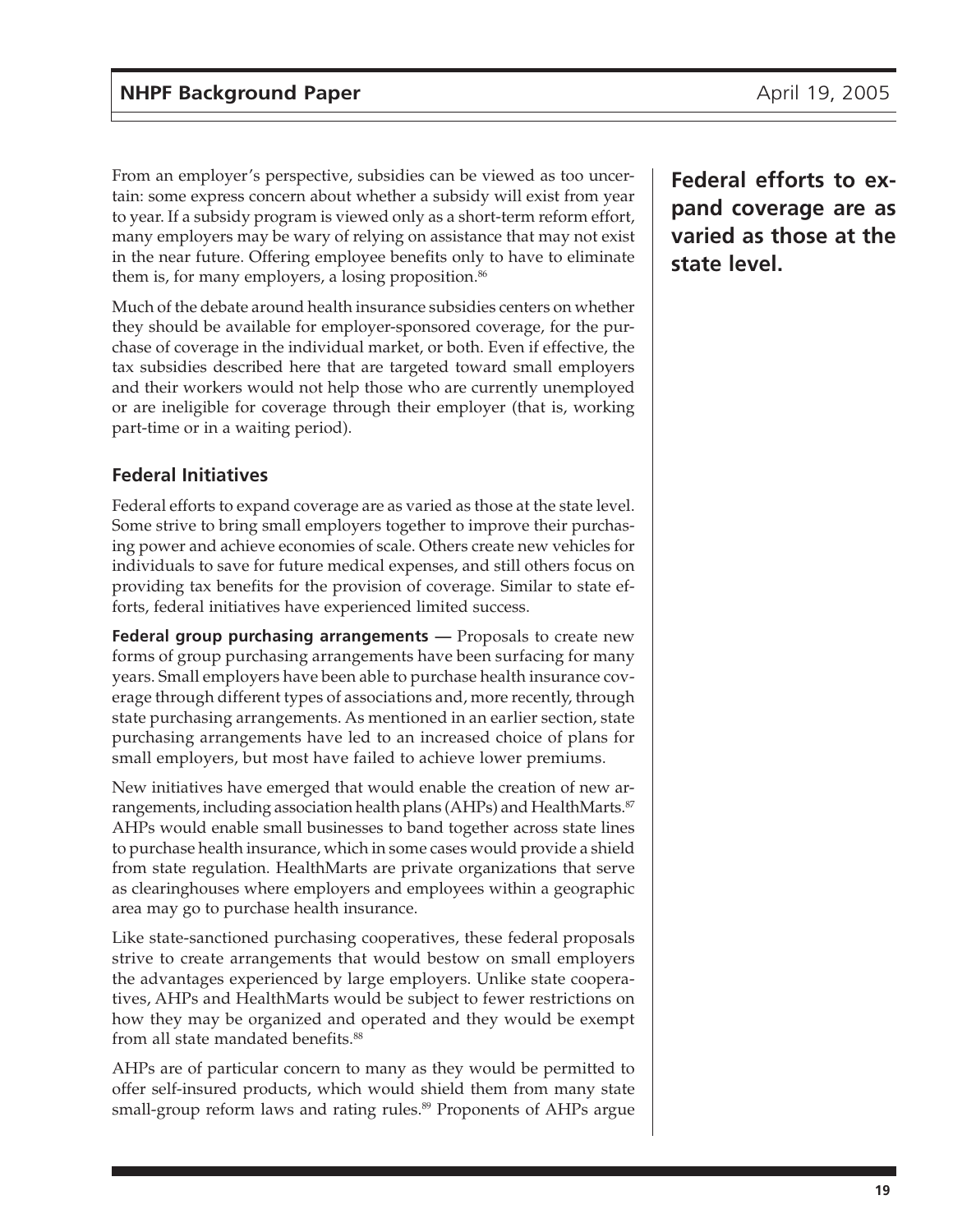From an employer's perspective, subsidies can be viewed as too uncertain: some express concern about whether a subsidy will exist from year to year. If a subsidy program is viewed only as a short-term reform effort, many employers may be wary of relying on assistance that may not exist in the near future. Offering employee benefits only to have to eliminate them is, for many employers, a losing proposition.[86]

Much of the debate around health insurance subsidies centers on whether they should be available for employer-sponsored coverage, for the purchase of coverage in the individual market, or both. Even if effective, the tax subsidies described here that are targeted toward small employers and their workers would not help those who are currently unemployed or are ineligible for coverage through their employer (that is, working part-time or in a waiting period).

### Federal Initiatives

**Federal efforts to expand coverage are as varied as those at the state level.**

Federal efforts to expand coverage are as varied as those at the state level. Some strive to bring small employers together to improve their purchasing power and achieve economies of scale. Others create new vehicles for individuals to save for future medical expenses, and still others focus on providing tax benefits for the provision of coverage. Similar to state efforts, federal initiatives have experienced limited success.

**Federal group purchasing arrangements —** Proposals to create new forms of group purchasing arrangements have been surfacing for many years. Small employers have been able to purchase health insurance coverage through different types of associations and, more recently, through state purchasing arrangements. As mentioned in an earlier section, state purchasing arrangements have led to an increased choice of plans for small employers, but most have failed to achieve lower premiums.

New initiatives have emerged that would enable the creation of new arrangements, including association health plans (AHPs) and HealthMarts.[87] AHPs would enable small businesses to band together across state lines to purchase health insurance, which in some cases would provide a shield from state regulation. HealthMarts are private organizations that serve as clearinghouses where employers and employees within a geographic area may go to purchase health insurance.

Like state-sanctioned purchasing cooperatives, these federal proposals strive to create arrangements that would bestow on small employers the advantages experienced by large employers. Unlike state cooperatives, AHPs and HealthMarts would be subject to fewer restrictions on how they may be organized and operated and they would be exempt from all state mandated benefits.[88]

AHPs are of particular concern to many as they would be permitted to offer self-insured products, which would shield them from many state small-group reform laws and rating rules.[89] Proponents of AHPs argue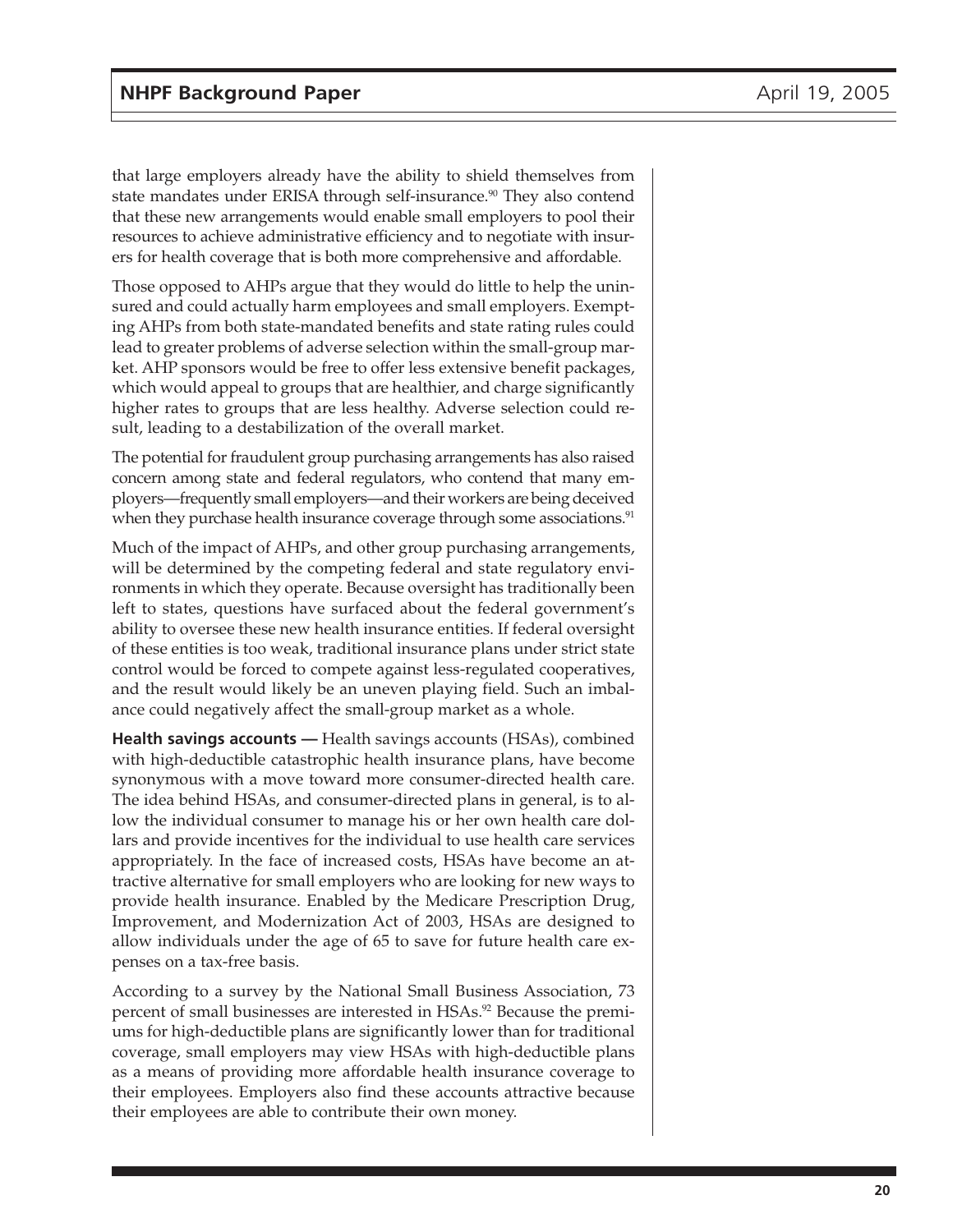that large employers already have the ability to shield themselves from state mandates under ERISA through self-insurance.[90] They also contend that these new arrangements would enable small employers to pool their resources to achieve administrative efficiency and to negotiate with insurers for health coverage that is both more comprehensive and affordable.

Those opposed to AHPs argue that they would do little to help the uninsured and could actually harm employees and small employers. Exempting AHPs from both state-mandated benefits and state rating rules could lead to greater problems of adverse selection within the small-group market. AHP sponsors would be free to offer less extensive benefit packages, which would appeal to groups that are healthier, and charge significantly higher rates to groups that are less healthy. Adverse selection could result, leading to a destabilization of the overall market.

The potential for fraudulent group purchasing arrangements has also raised concern among state and federal regulators, who contend that many employers—frequently small employers—and their workers are being deceived when they purchase health insurance coverage through some associations.[91]

Much of the impact of AHPs, and other group purchasing arrangements, will be determined by the competing federal and state regulatory environments in which they operate. Because oversight has traditionally been left to states, questions have surfaced about the federal government's ability to oversee these new health insurance entities. If federal oversight of these entities is too weak, traditional insurance plans under strict state control would be forced to compete against less-regulated cooperatives, and the result would likely be an uneven playing field. Such an imbalance could negatively affect the small-group market as a whole.

**Health savings accounts —** Health savings accounts (HSAs), combined with high-deductible catastrophic health insurance plans, have become synonymous with a move toward more consumer-directed health care. The idea behind HSAs, and consumer-directed plans in general, is to allow the individual consumer to manage his or her own health care dollars and provide incentives for the individual to use health care services appropriately. In the face of increased costs, HSAs have become an attractive alternative for small employers who are looking for new ways to provide health insurance. Enabled by the Medicare Prescription Drug, Improvement, and Modernization Act of 2003, HSAs are designed to allow individuals under the age of 65 to save for future health care expenses on a tax-free basis.

According to a survey by the National Small Business Association, 73 percent of small businesses are interested in HSAs.[92] Because the premiums for high-deductible plans are significantly lower than for traditional coverage, small employers may view HSAs with high-deductible plans as a means of providing more affordable health insurance coverage to their employees. Employers also find these accounts attractive because their employees are able to contribute their own money.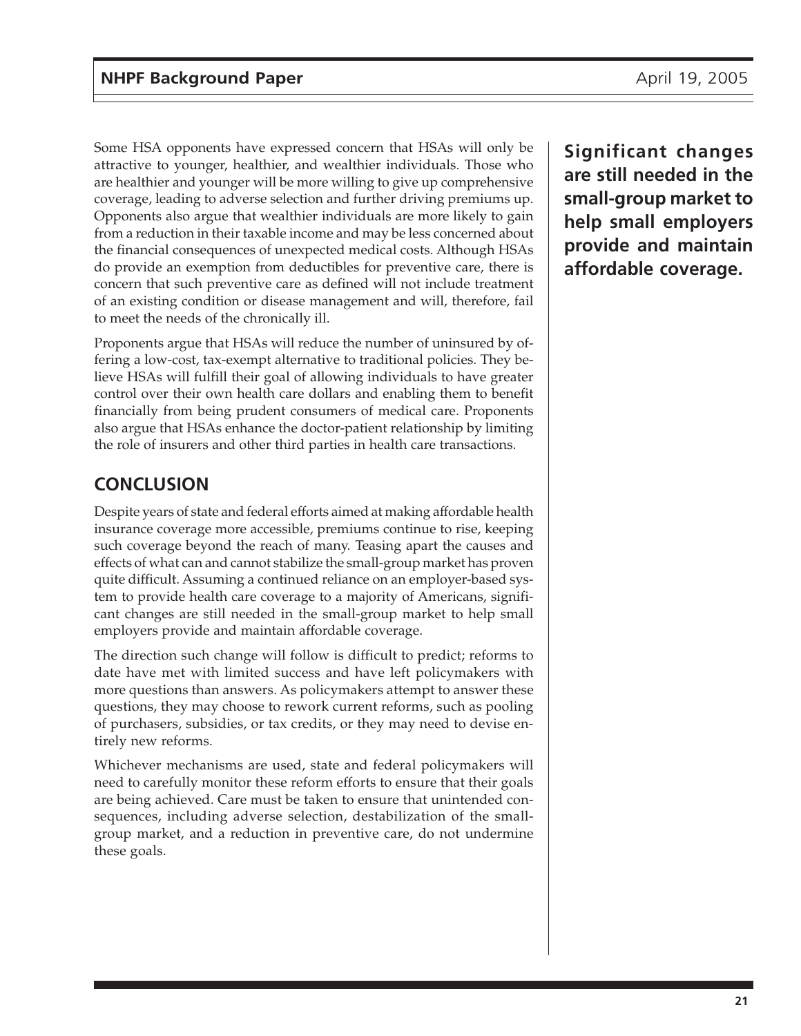Some HSA opponents have expressed concern that HSAs will only be attractive to younger, healthier, and wealthier individuals. Those who are healthier and younger will be more willing to give up comprehensive coverage, leading to adverse selection and further driving premiums up. Opponents also argue that wealthier individuals are more likely to gain from a reduction in their taxable income and may be less concerned about the financial consequences of unexpected medical costs. Although HSAs do provide an exemption from deductibles for preventive care, there is concern that such preventive care as defined will not include treatment of an existing condition or disease management and will, therefore, fail to meet the needs of the chronically ill.

Proponents argue that HSAs will reduce the number of uninsured by offering a low-cost, tax-exempt alternative to traditional policies. They believe HSAs will fulfill their goal of allowing individuals to have greater control over their own health care dollars and enabling them to benefit financially from being prudent consumers of medical care. Proponents also argue that HSAs enhance the doctor-patient relationship by limiting the role of insurers and other third parties in health care transactions.

## CONCLUSION

Despite years of state and federal efforts aimed at making affordable health insurance coverage more accessible, premiums continue to rise, keeping such coverage beyond the reach of many. Teasing apart the causes and effects of what can and cannot stabilize the small-group market has proven quite difficult. Assuming a continued reliance on an employer-based system to provide health care coverage to a majority of Americans, significant changes are still needed in the small-group market to help small employers provide and maintain affordable coverage.

**Significant changes are still needed in the small-group market to help small employers provide and maintain affordable coverage.**

The direction such change will follow is difficult to predict; reforms to date have met with limited success and have left policymakers with more questions than answers. As policymakers attempt to answer these questions, they may choose to rework current reforms, such as pooling of purchasers, subsidies, or tax credits, or they may need to devise entirely new reforms.

Whichever mechanisms are used, state and federal policymakers will need to carefully monitor these reform efforts to ensure that their goals are being achieved. Care must be taken to ensure that unintended consequences, including adverse selection, destabilization of the small-group market, and a reduction in preventive care, do not undermine these goals.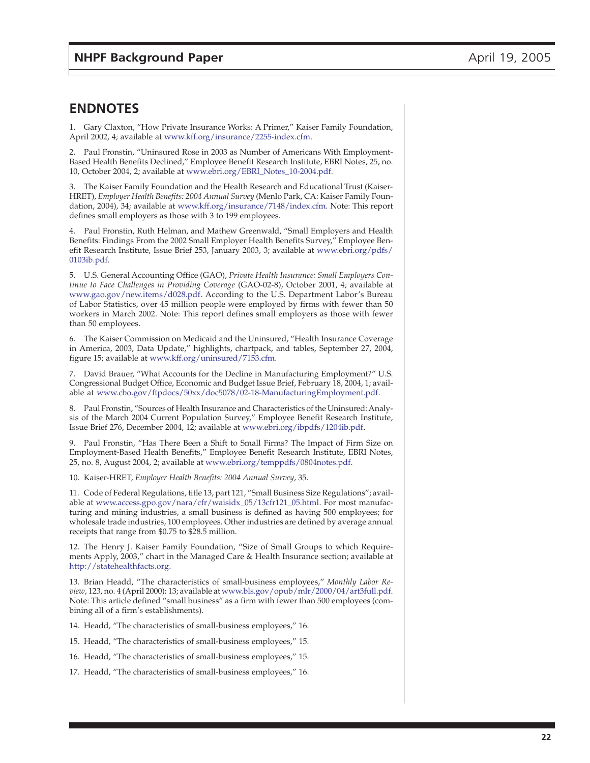## ENDNOTES

1. Gary Claxton, "How Private Insurance Works: A Primer," Kaiser Family Foundation, April 2002, 4; available at www.kff.org/insurance/2255-index.cfm.

2. Paul Fronstin, "Uninsured Rose in 2003 as Number of Americans With Employment-Based Health Benefits Declined," Employee Benefit Research Institute, EBRI Notes, 25, no. 10, October 2004, 2; available at www.ebri.org/EBRI_Notes_10-2004.pdf.

3. The Kaiser Family Foundation and the Health Research and Educational Trust (Kaiser-HRET), *Employer Health Benefits: 2004 Annual Survey* (Menlo Park, CA: Kaiser Family Foundation, 2004), 34; available at www.kff.org/insurance/7148/index.cfm. Note: This report defines small employers as those with 3 to 199 employees.

4. Paul Fronstin, Ruth Helman, and Mathew Greenwald, "Small Employers and Health Benefits: Findings From the 2002 Small Employer Health Benefits Survey," Employee Benefit Research Institute, Issue Brief 253, January 2003, 3; available at www.ebri.org/pdfs/0103ib.pdf.

5. U.S. General Accounting Office (GAO), *Private Health Insurance: Small Employers Continue to Face Challenges in Providing Coverage* (GAO-02-8), October 2001, 4; available at www.gao.gov/new.items/d028.pdf. According to the U.S. Department Labor's Bureau of Labor Statistics, over 45 million people were employed by firms with fewer than 50 workers in March 2002. Note: This report defines small employers as those with fewer than 50 employees.

6. The Kaiser Commission on Medicaid and the Uninsured, "Health Insurance Coverage in America, 2003, Data Update," highlights, chartpack, and tables, September 27, 2004, figure 15; available at www.kff.org/uninsured/7153.cfm.

7. David Brauer, "What Accounts for the Decline in Manufacturing Employment?" U.S. Congressional Budget Office, Economic and Budget Issue Brief, February 18, 2004, 1; available at www.cbo.gov/ftpdocs/50xx/doc5078/02-18-ManufacturingEmployment.pdf.

8. Paul Fronstin, "Sources of Health Insurance and Characteristics of the Uninsured: Analysis of the March 2004 Current Population Survey," Employee Benefit Research Institute, Issue Brief 276, December 2004, 12; available at www.ebri.org/ibpdfs/1204ib.pdf.

9. Paul Fronstin, "Has There Been a Shift to Small Firms? The Impact of Firm Size on Employment-Based Health Benefits," Employee Benefit Research Institute, EBRI Notes, 25, no. 8, August 2004, 2; available at www.ebri.org/temppdfs/0804notes.pdf.

10. Kaiser-HRET, *Employer Health Benefits: 2004 Annual Survey*, 35.

11. Code of Federal Regulations, title 13, part 121, "Small Business Size Regulations"; available at www.access.gpo.gov/nara/cfr/waisidx_05/13cfr121_05.html. For most manufacturing and mining industries, a small business is defined as having 500 employees; for wholesale trade industries, 100 employees. Other industries are defined by average annual receipts that range from $0.75 to $28.5 million.

12. The Henry J. Kaiser Family Foundation, "Size of Small Groups to which Requirements Apply, 2003," chart in the Managed Care & Health Insurance section; available at http://statehealthfacts.org.

13. Brian Headd, "The characteristics of small-business employees," *Monthly Labor Review*, 123, no. 4 (April 2000): 13; available at www.bls.gov/opub/mlr/2000/04/art3full.pdf. Note: This article defined "small business" as a firm with fewer than 500 employees (combining all of a firm's establishments).

14. Headd, "The characteristics of small-business employees," 16.

15. Headd, "The characteristics of small-business employees," 15.

16. Headd, "The characteristics of small-business employees," 15.

17. Headd, "The characteristics of small-business employees," 16.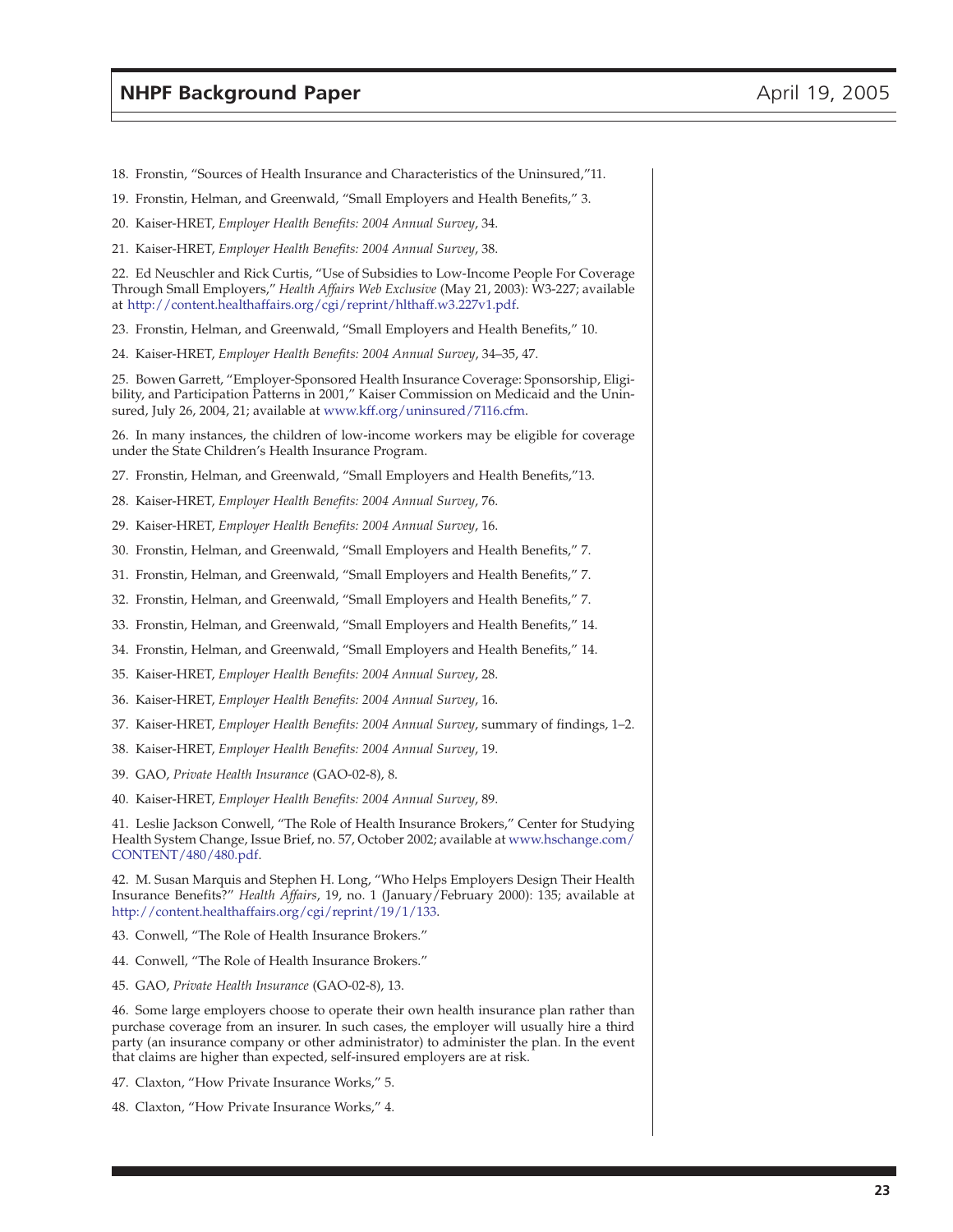18. Fronstin, "Sources of Health Insurance and Characteristics of the Uninsured,"11.

19. Fronstin, Helman, and Greenwald, "Small Employers and Health Benefits," 3.

20. Kaiser-HRET, *Employer Health Benefits: 2004 Annual Survey*, 34.

21. Kaiser-HRET, *Employer Health Benefits: 2004 Annual Survey*, 38.

22. Ed Neuschler and Rick Curtis, "Use of Subsidies to Low-Income People For Coverage Through Small Employers," *Health Affairs Web Exclusive* (May 21, 2003): W3-227; available at http://content.healthaffairs.org/cgi/reprint/hlthaff.w3.227v1.pdf.

23. Fronstin, Helman, and Greenwald, "Small Employers and Health Benefits," 10.

24. Kaiser-HRET, *Employer Health Benefits: 2004 Annual Survey*, 34–35, 47.

25. Bowen Garrett, "Employer-Sponsored Health Insurance Coverage: Sponsorship, Eligibility, and Participation Patterns in 2001," Kaiser Commission on Medicaid and the Uninsured, July 26, 2004, 21; available at www.kff.org/uninsured/7116.cfm.

26. In many instances, the children of low-income workers may be eligible for coverage under the State Children's Health Insurance Program.

27. Fronstin, Helman, and Greenwald, "Small Employers and Health Benefits,"13.

28. Kaiser-HRET, *Employer Health Benefits: 2004 Annual Survey*, 76.

29. Kaiser-HRET, *Employer Health Benefits: 2004 Annual Survey*, 16.

30. Fronstin, Helman, and Greenwald, "Small Employers and Health Benefits," 7.

31. Fronstin, Helman, and Greenwald, "Small Employers and Health Benefits," 7.

32. Fronstin, Helman, and Greenwald, "Small Employers and Health Benefits," 7.

33. Fronstin, Helman, and Greenwald, "Small Employers and Health Benefits," 14.

34. Fronstin, Helman, and Greenwald, "Small Employers and Health Benefits," 14.

35. Kaiser-HRET, *Employer Health Benefits: 2004 Annual Survey*, 28.

36. Kaiser-HRET, *Employer Health Benefits: 2004 Annual Survey*, 16.

37. Kaiser-HRET, *Employer Health Benefits: 2004 Annual Survey*, summary of findings, 1–2.

38. Kaiser-HRET, *Employer Health Benefits: 2004 Annual Survey*, 19.

39. GAO, *Private Health Insurance* (GAO-02-8), 8.

40. Kaiser-HRET, *Employer Health Benefits: 2004 Annual Survey*, 89.

41. Leslie Jackson Conwell, "The Role of Health Insurance Brokers," Center for Studying Health System Change, Issue Brief, no. 57, October 2002; available at www.hschange.com/CONTENT/480/480.pdf.

42. M. Susan Marquis and Stephen H. Long, "Who Helps Employers Design Their Health Insurance Benefits?" *Health Affairs*, 19, no. 1 (January/February 2000): 135; available at http://content.healthaffairs.org/cgi/reprint/19/1/133.

43. Conwell, "The Role of Health Insurance Brokers."

44. Conwell, "The Role of Health Insurance Brokers."

45. GAO, *Private Health Insurance* (GAO-02-8), 13.

46. Some large employers choose to operate their own health insurance plan rather than purchase coverage from an insurer. In such cases, the employer will usually hire a third party (an insurance company or other administrator) to administer the plan. In the event that claims are higher than expected, self-insured employers are at risk.

47. Claxton, "How Private Insurance Works," 5.

48. Claxton, "How Private Insurance Works," 4.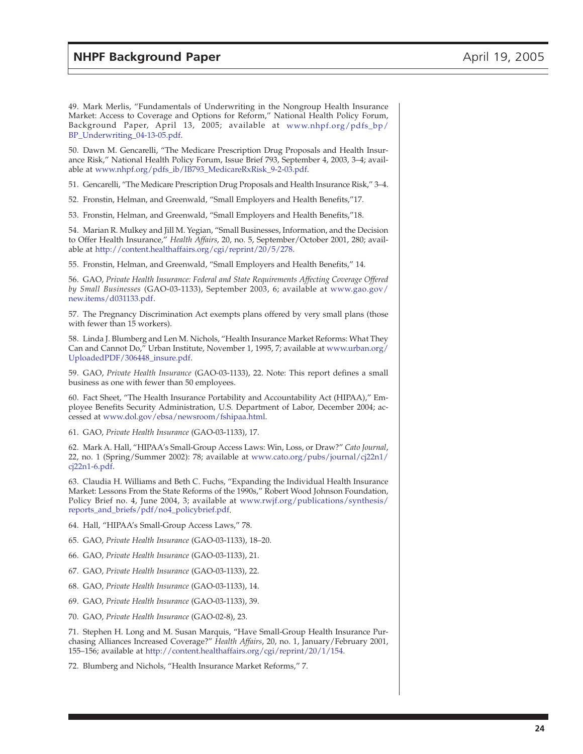49. Mark Merlis, "Fundamentals of Underwriting in the Nongroup Health Insurance Market: Access to Coverage and Options for Reform," National Health Policy Forum, Background Paper, April 13, 2005; available at www.nhpf.org/pdfs_bp/BP_Underwriting_04-13-05.pdf.

50. Dawn M. Gencarelli, "The Medicare Prescription Drug Proposals and Health Insurance Risk," National Health Policy Forum, Issue Brief 793, September 4, 2003, 3–4; available at www.nhpf.org/pdfs_ib/IB793_MedicareRxRisk_9-2-03.pdf.

51. Gencarelli, "The Medicare Prescription Drug Proposals and Health Insurance Risk," 3–4.

52. Fronstin, Helman, and Greenwald, "Small Employers and Health Benefits,"17.

53. Fronstin, Helman, and Greenwald, "Small Employers and Health Benefits,"18.

54. Marian R. Mulkey and Jill M. Yegian, "Small Businesses, Information, and the Decision to Offer Health Insurance," *Health Affairs*, 20, no. 5, September/October 2001, 280; available at http://content.healthaffairs.org/cgi/reprint/20/5/278.

55. Fronstin, Helman, and Greenwald, "Small Employers and Health Benefits," 14.

56. GAO, *Private Health Insurance: Federal and State Requirements Affecting Coverage Offered by Small Businesses* (GAO-03-1133), September 2003, 6; available at www.gao.gov/new.items/d031133.pdf.

57. The Pregnancy Discrimination Act exempts plans offered by very small plans (those with fewer than 15 workers).

58. Linda J. Blumberg and Len M. Nichols, "Health Insurance Market Reforms: What They Can and Cannot Do," Urban Institute, November 1, 1995, 7; available at www.urban.org/UploadedPDF/306448_insure.pdf.

59. GAO, *Private Health Insurance* (GAO-03-1133), 22. Note: This report defines a small business as one with fewer than 50 employees.

60. Fact Sheet, "The Health Insurance Portability and Accountability Act (HIPAA)," Employee Benefits Security Administration, U.S. Department of Labor, December 2004; accessed at www.dol.gov/ebsa/newsroom/fshipaa.html.

61. GAO, *Private Health Insurance* (GAO-03-1133), 17.

62. Mark A. Hall, "HIPAA's Small-Group Access Laws: Win, Loss, or Draw?" *Cato Journal*, 22, no. 1 (Spring/Summer 2002): 78; available at www.cato.org/pubs/journal/cj22n1/cj22n1-6.pdf.

63. Claudia H. Williams and Beth C. Fuchs, "Expanding the Individual Health Insurance Market: Lessons From the State Reforms of the 1990s," Robert Wood Johnson Foundation, Policy Brief no. 4, June 2004, 3; available at www.rwjf.org/publications/synthesis/reports_and_briefs/pdf/no4_policybrief.pdf.

64. Hall, "HIPAA's Small-Group Access Laws," 78.

65. GAO, *Private Health Insurance* (GAO-03-1133), 18–20.

66. GAO, *Private Health Insurance* (GAO-03-1133), 21.

67. GAO, *Private Health Insurance* (GAO-03-1133), 22.

68. GAO, *Private Health Insurance* (GAO-03-1133), 14.

69. GAO, *Private Health Insurance* (GAO-03-1133), 39.

70. GAO, *Private Health Insurance* (GAO-02-8), 23.

71. Stephen H. Long and M. Susan Marquis, "Have Small-Group Health Insurance Purchasing Alliances Increased Coverage?" *Health Affairs*, 20, no. 1, January/February 2001, 155–156; available at http://content.healthaffairs.org/cgi/reprint/20/1/154.

72. Blumberg and Nichols, "Health Insurance Market Reforms," 7.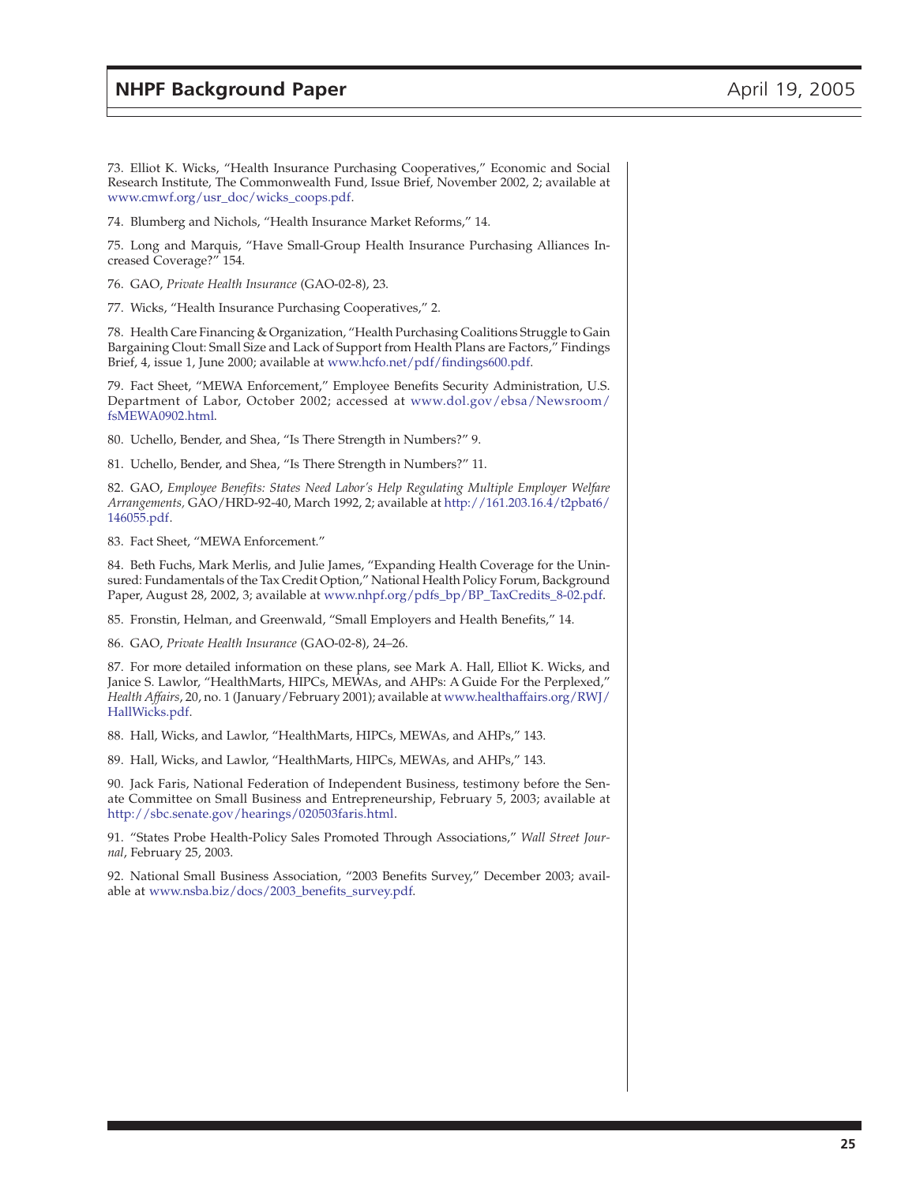73. Elliot K. Wicks, "Health Insurance Purchasing Cooperatives," Economic and Social Research Institute, The Commonwealth Fund, Issue Brief, November 2002, 2; available at www.cmwf.org/usr_doc/wicks_coops.pdf.

74. Blumberg and Nichols, "Health Insurance Market Reforms," 14.

75. Long and Marquis, "Have Small-Group Health Insurance Purchasing Alliances Increased Coverage?" 154.

76. GAO, *Private Health Insurance* (GAO-02-8), 23.

77. Wicks, "Health Insurance Purchasing Cooperatives," 2.

78. Health Care Financing & Organization, "Health Purchasing Coalitions Struggle to Gain Bargaining Clout: Small Size and Lack of Support from Health Plans are Factors," Findings Brief, 4, issue 1, June 2000; available at www.hcfo.net/pdf/findings600.pdf.

79. Fact Sheet, "MEWA Enforcement," Employee Benefits Security Administration, U.S. Department of Labor, October 2002; accessed at www.dol.gov/ebsa/Newsroom/fsMEWA0902.html.

80. Uchello, Bender, and Shea, "Is There Strength in Numbers?" 9.

81. Uchello, Bender, and Shea, "Is There Strength in Numbers?" 11.

82. GAO, *Employee Benefits: States Need Labor's Help Regulating Multiple Employer Welfare Arrangements,* GAO/HRD-92-40, March 1992, 2; available at http://161.203.16.4/t2pbat6/146055.pdf.

83. Fact Sheet, "MEWA Enforcement."

84. Beth Fuchs, Mark Merlis, and Julie James, "Expanding Health Coverage for the Uninsured: Fundamentals of the Tax Credit Option," National Health Policy Forum, Background Paper, August 28, 2002, 3; available at www.nhpf.org/pdfs_bp/BP_TaxCredits_8-02.pdf.

85. Fronstin, Helman, and Greenwald, "Small Employers and Health Benefits," 14.

86. GAO, *Private Health Insurance* (GAO-02-8), 24–26.

87. For more detailed information on these plans, see Mark A. Hall, Elliot K. Wicks, and Janice S. Lawlor, "HealthMarts, HIPCs, MEWAs, and AHPs: A Guide For the Perplexed," *Health Affairs*, 20, no. 1 (January/February 2001); available at www.healthaffairs.org/RWJ/HallWicks.pdf.

88. Hall, Wicks, and Lawlor, "HealthMarts, HIPCs, MEWAs, and AHPs," 143.

89. Hall, Wicks, and Lawlor, "HealthMarts, HIPCs, MEWAs, and AHPs," 143.

90. Jack Faris, National Federation of Independent Business, testimony before the Senate Committee on Small Business and Entrepreneurship, February 5, 2003; available at http://sbc.senate.gov/hearings/020503faris.html.

91. "States Probe Health-Policy Sales Promoted Through Associations," *Wall Street Journal*, February 25, 2003.

92. National Small Business Association, "2003 Benefits Survey," December 2003; available at www.nsba.biz/docs/2003_benefits_survey.pdf.